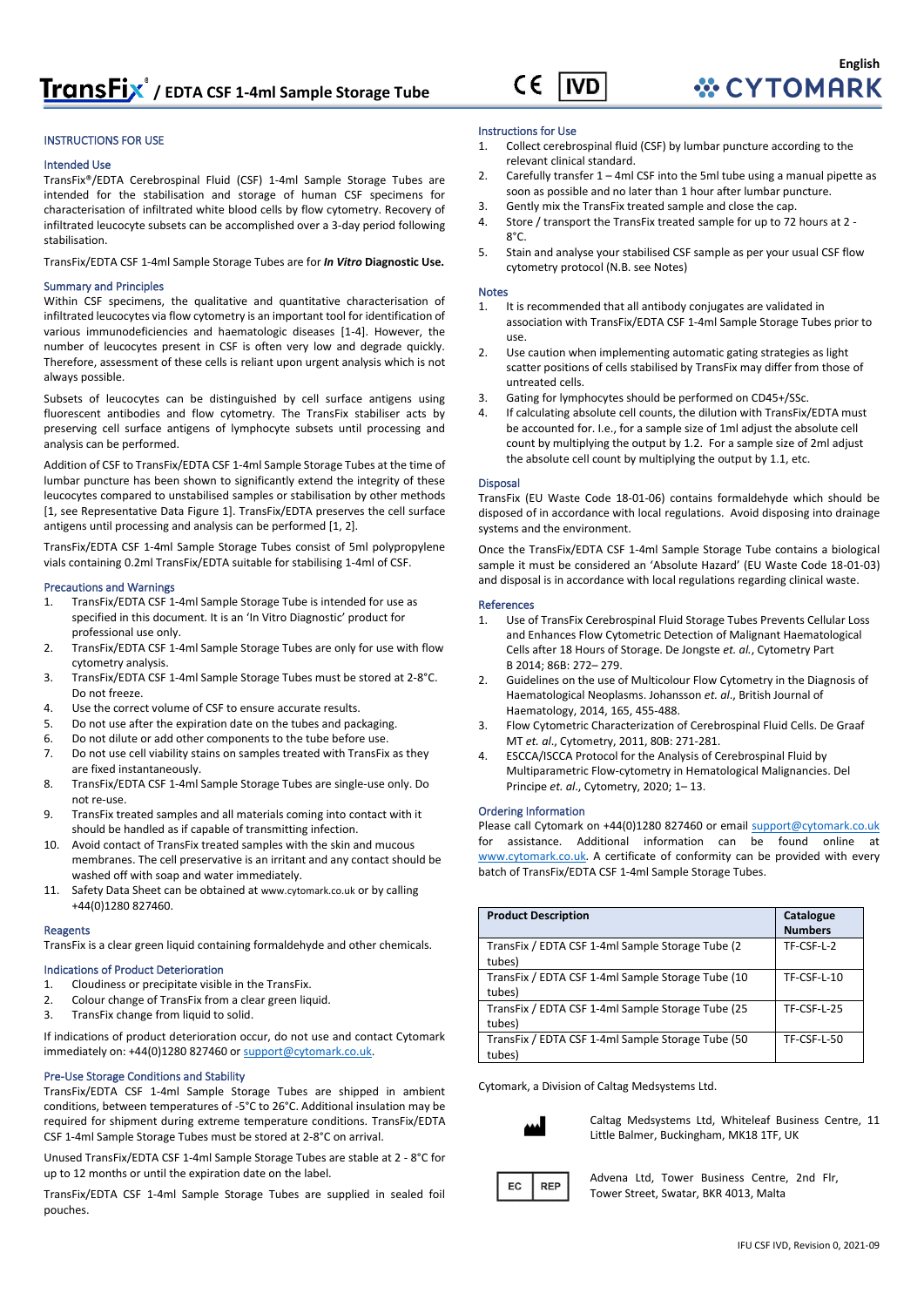# TransFix® / EDTA CSF 1-4ml Sample Storage Tube

English

CYTOMARK

## INSTRUCTIONS FOR USE

### Intended Use

TransFix®/EDTA Cerebrospinal Fluid (CSF) 1-4ml Sample Storage Tubes are intended for the stabilisation and storage of human CSF specimens for characterisation of infiltrated white blood cells by flow cytometry. Recovery of infiltrated leucocyte subsets can be accomplished over a 3-day period following stabilisation.

TransFix/EDTA CSF 1-4ml Sample Storage Tubes are for ***In Vitro* Diagnostic Use.**

### Summary and Principles

Within CSF specimens, the qualitative and quantitative characterisation of infiltrated leucocytes via flow cytometry is an important tool for identification of various immunodeficiencies and haematologic diseases [1-4]. However, the number of leucocytes present in CSF is often very low and degrade quickly. Therefore, assessment of these cells is reliant upon urgent analysis which is not always possible.

Subsets of leucocytes can be distinguished by cell surface antigens using fluorescent antibodies and flow cytometry. The TransFix stabiliser acts by preserving cell surface antigens of lymphocyte subsets until processing and analysis can be performed.

Addition of CSF to TransFix/EDTA CSF 1-4ml Sample Storage Tubes at the time of lumbar puncture has been shown to significantly extend the integrity of these leucocytes compared to unstabilised samples or stabilisation by other methods [1, see Representative Data Figure 1]. TransFix/EDTA preserves the cell surface antigens until processing and analysis can be performed [1, 2].

TransFix/EDTA CSF 1-4ml Sample Storage Tubes consist of 5ml polypropylene vials containing 0.2ml TransFix/EDTA suitable for stabilising 1-4ml of CSF.

### Precautions and Warnings

1. TransFix/EDTA CSF 1-4ml Sample Storage Tube is intended for use as specified in this document. It is an 'In Vitro Diagnostic' product for professional use only.
2. TransFix/EDTA CSF 1-4ml Sample Storage Tubes are only for use with flow cytometry analysis.
3. TransFix/EDTA CSF 1-4ml Sample Storage Tubes must be stored at 2-8°C. Do not freeze.
4. Use the correct volume of CSF to ensure accurate results.
5. Do not use after the expiration date on the tubes and packaging.
6. Do not dilute or add other components to the tube before use.
7. Do not use cell viability stains on samples treated with TransFix as they are fixed instantaneously.
8. TransFix/EDTA CSF 1-4ml Sample Storage Tubes are single-use only. Do not re-use.
9. TransFix treated samples and all materials coming into contact with it should be handled as if capable of transmitting infection.
10. Avoid contact of TransFix treated samples with the skin and mucous membranes. The cell preservative is an irritant and any contact should be washed off with soap and water immediately.
11. Safety Data Sheet can be obtained at www.cytomark.co.uk or by calling +44(0)1280 827460.

### Reagents

TransFix is a clear green liquid containing formaldehyde and other chemicals.

### Indications of Product Deterioration

1. Cloudiness or precipitate visible in the TransFix.
2. Colour change of TransFix from a clear green liquid.
3. TransFix change from liquid to solid.

If indications of product deterioration occur, do not use and contact Cytomark immediately on: +44(0)1280 827460 or support@cytomark.co.uk.

### Pre-Use Storage Conditions and Stability

TransFix/EDTA CSF 1-4ml Sample Storage Tubes are shipped in ambient conditions, between temperatures of -5°C to 26°C. Additional insulation may be required for shipment during extreme temperature conditions. TransFix/EDTA CSF 1-4ml Sample Storage Tubes must be stored at 2-8°C on arrival.

Unused TransFix/EDTA CSF 1-4ml Sample Storage Tubes are stable at 2 - 8°C for up to 12 months or until the expiration date on the label.

TransFix/EDTA CSF 1-4ml Sample Storage Tubes are supplied in sealed foil pouches.

### Instructions for Use

1. Collect cerebrospinal fluid (CSF) by lumbar puncture according to the relevant clinical standard.
2. Carefully transfer 1 – 4ml CSF into the 5ml tube using a manual pipette as soon as possible and no later than 1 hour after lumbar puncture.
3. Gently mix the TransFix treated sample and close the cap.
4. Store / transport the TransFix treated sample for up to 72 hours at 2 - 8°C.
5. Stain and analyse your stabilised CSF sample as per your usual CSF flow cytometry protocol (N.B. see Notes)

### Notes

1. It is recommended that all antibody conjugates are validated in association with TransFix/EDTA CSF 1-4ml Sample Storage Tubes prior to use.
2. Use caution when implementing automatic gating strategies as light scatter positions of cells stabilised by TransFix may differ from those of untreated cells.
3. Gating for lymphocytes should be performed on CD45+/SSc.
4. If calculating absolute cell counts, the dilution with TransFix/EDTA must be accounted for. I.e., for a sample size of 1ml adjust the absolute cell count by multiplying the output by 1.2. For a sample size of 2ml adjust the absolute cell count by multiplying the output by 1.1, etc.

### Disposal

TransFix (EU Waste Code 18-01-06) contains formaldehyde which should be disposed of in accordance with local regulations. Avoid disposing into drainage systems and the environment.

Once the TransFix/EDTA CSF 1-4ml Sample Storage Tube contains a biological sample it must be considered an 'Absolute Hazard' (EU Waste Code 18-01-03) and disposal is in accordance with local regulations regarding clinical waste.

### References

1. Use of TransFix Cerebrospinal Fluid Storage Tubes Prevents Cellular Loss and Enhances Flow Cytometric Detection of Malignant Haematological Cells after 18 Hours of Storage. De Jongste *et. al.*, Cytometry Part B 2014; 86B: 272– 279.
2. Guidelines on the use of Multicolour Flow Cytometry in the Diagnosis of Haematological Neoplasms. Johansson *et. al*., British Journal of Haematology, 2014, 165, 455-488.
3. Flow Cytometric Characterization of Cerebrospinal Fluid Cells. De Graaf MT *et. al.*, Cytometry, 2011, 80B: 271-281.
4. ESCCA/ISCCA Protocol for the Analysis of Cerebrospinal Fluid by Multiparametric Flow-cytometry in Hematological Malignancies. Del Principe *et. al.*, Cytometry, 2020; 1– 13.

### Ordering Information

Please call Cytomark on +44(0)1280 827460 or email support@cytomark.co.uk for assistance. Additional information can be found online at www.cytomark.co.uk. A certificate of conformity can be provided with every batch of TransFix/EDTA CSF 1-4ml Sample Storage Tubes.

| Product Description | Catalogue Numbers |
| --- | --- |
| TransFix / EDTA CSF 1-4ml Sample Storage Tube (2 tubes) | TF-CSF-L-2 |
| TransFix / EDTA CSF 1-4ml Sample Storage Tube (10 tubes) | TF-CSF-L-10 |
| TransFix / EDTA CSF 1-4ml Sample Storage Tube (25 tubes) | TF-CSF-L-25 |
| TransFix / EDTA CSF 1-4ml Sample Storage Tube (50 tubes) | TF-CSF-L-50 |

Cytomark, a Division of Caltag Medsystems Ltd.

Caltag Medsystems Ltd, Whiteleaf Business Centre, 11 Little Balmer, Buckingham, MK18 1TF, UK

EC REP Advena Ltd, Tower Business Centre, 2nd Flr, Tower Street, Swatar, BKR 4013, Malta

IFU CSF IVD, Revision 0, 2021-09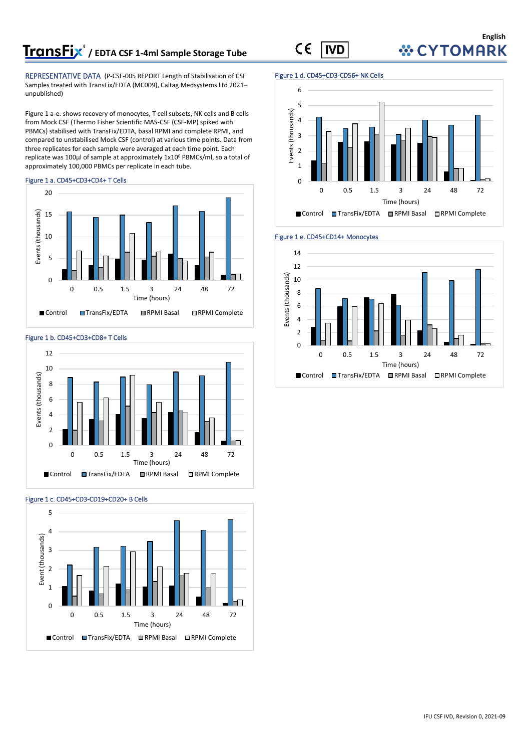English

# TransFix® / EDTA CSF 1-4ml Sample Storage Tube

CE IVD

CYTOMARK

REPRESENTATIVE DATA (P-CSF-005 REPORT Length of Stabilisation of CSF Samples treated with TransFix/EDTA (MC009), Caltag Medsystems Ltd 2021– unpublished)

Figure 1 a-e. shows recovery of monocytes, T cell subsets, NK cells and B cells from Mock CSF (Thermo Fisher Scientific MAS-CSF (CSF-MP) spiked with PBMCs) stabilised with TransFix/EDTA, basal RPMI and complete RPMI, and compared to unstabilised Mock CSF (control) at various time points. Data from three replicates for each sample were averaged at each time point. Each replicate was 100µl of sample at approximately $1x10^6$ PBMCs/ml, so a total of approximately 100,000 PBMCs per replicate in each tube.

Figure 1 a. CD45+CD3+CD4+ T Cells

Figure 1 b. CD45+CD3+CD8+ T Cells

Figure 1 c. CD45+CD3-CD19+CD20+ B Cells

Figure 1 d. CD45+CD3-CD56+ NK Cells

Figure 1 e. CD45+CD14+ Monocytes

IFU CSF IVD, Revision 0, 2021-09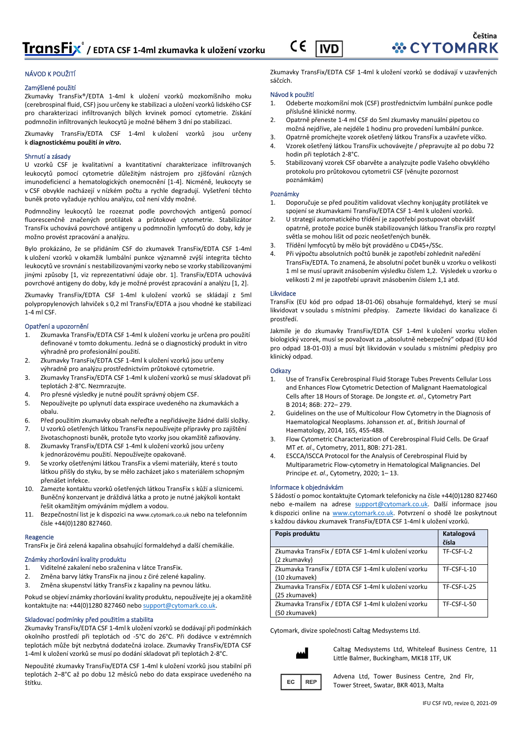# TransFix® / EDTA CSF 1-4ml zkumavka k uložení vzorku

Čeština

## NÁVOD K POUŽITÍ

### Zamýšlené použití

Zkumavky TransFix®/EDTA 1-4ml k uložení vzorků mozkomíšního moku (cerebrospinal fluid, CSF) jsou určeny ke stabilizaci a uložení vzorků lidského CSF pro charakterizaci infiltrovaných bílých krvinek pomocí cytometrie. Získání podmnožin infiltrovaných leukocytů je možné během 3 dní po stabilizaci.

Zkumavky TransFix/EDTA CSF 1-4ml k uložení vzorků jsou určeny k **diagnostickému použití *in vitro*.**

### Shrnutí a zásady

U vzorků CSF je kvalitativní a kvantitativní charakterizace infiltrovaných leukocytů pomocí cytometrie důležitým nástrojem pro zjišťování různých imunodeficiencí a hematologických onemocnění [1-4]. Nicméně, leukocyty se v CSF obvykle nacházejí v nízkém počtu a rychle degradují. Vyšetření těchto buněk proto vyžaduje rychlou analýzu, což není vždy možné.

Podmnožiny leukocytů lze rozeznat podle povrchových antigenů pomocí fluorescenčně značených protilátek a průtokové cytometrie. Stabilizátor TransFix uchovává povrchové antigeny a podmnožin lymfocytů do doby, kdy je možné provést zpracování a analýzu.

Bylo prokázáno, že se přidáním CSF do zkumavek TransFix/EDTA CSF 1-4ml k uložení vzorků v okamžik lumbální punkce významně zvýší integrita těchto leukocytů ve srovnání s nestabilizovanými vzorky nebo se vzorky stabilizovanými jinými způsoby [1, viz reprezentativní údaje obr. 1]. TransFix/EDTA uchovává povrchové antigeny do doby, kdy je možné provést zpracování a analýzu [1, 2].

Zkumavky TransFix/EDTA CSF 1-4ml k uložení vzorků se skládají z 5ml polypropylenových lahviček s 0,2 ml TransFix/EDTA a jsou vhodné ke stabilizaci 1-4 ml CSF.

### Opatření a upozornění

1. Zkumavka TransFix/EDTA CSF 1-4ml k uložení vzorku je určena pro použití definované v tomto dokumentu. Jedná se o diagnostický produkt in vitro výhradně pro profesionální použití.
2. Zkumavky TransFix/EDTA CSF 1-4ml k uložení vzorků jsou určeny výhradně pro analýzu prostřednictvím průtokové cytometrie.
3. Zkumavky TransFix/EDTA CSF 1-4ml k uložení vzorků se musí skladovat při teplotách 2-8°C. Nezmrazujte.
4. Pro přesné výsledky je nutné použít správný objem CSF.
5. Nepoužívejte po uplynutí data exspirace uvedeného na zkumavkách a obalu.
6. Před použitím zkumavky obsah neřeďte a nepřidávejte žádné další složky.
7. U vzorků ošetřených látkou TransFix nepoužívejte přípravky pro zajištění životaschopnosti buněk, protože tyto vzorky jsou okamžitě zafixovány.
8. Zkumavky TransFix/EDTA CSF 1-4ml k uložení vzorků jsou určeny k jednorázovému použití. Nepoužívejte opakovaně.
9. Se vzorky ošetřenými látkou TransFix a všemi materiály, které s touto látkou přišly do styku, by se mělo zacházet jako s materiálem schopným přenášet infekce.
10. Zamezte kontaktu vzorků ošetřených látkou TransFix s kůží a sliznicemi. Buněčný konzervant je dráždivá látka a proto je nutné jakýkoli kontakt řešit okamžitým omýváním mýdlem a vodou.
11. Bezpečnostní list je k dispozici na www.cytomark.co.uk nebo na telefonním čísle +44(0)1280 827460.

### Reagencie

TransFix je čirá zelená kapalina obsahující formaldehyd a další chemikálie.

### Známky zhoršování kvality produktu

1. Viditelné zakalení nebo sraženina v látce TransFix.
2. Změna barvy látky TransFix na jinou z čiré zelené kapaliny.
3. Změna skupenství látky TransFix z kapaliny na pevnou látku.

Pokud se objeví známky zhoršování kvality produktu, nepoužívejte jej a okamžitě kontaktujte na: +44(0)1280 827460 nebo support@cytomark.co.uk.

### Skladovací podmínky před použitím a stabilita

Zkumavky TransFix/EDTA CSF 1-4ml k uložení vzorků se dodávají při podmínkách okolního prostředí při teplotách od -5°C do 26°C. Při dodávce v extrémních teplotách může být nezbytná dodatečná izolace. Zkumavky TransFix/EDTA CSF 1-4ml k uložení vzorků se musí po dodání skladovat při teplotách 2-8°C.

Nepoužité zkumavky TransFix/EDTA CSF 1-4ml k uložení vzorků jsou stabilní při teplotách 2–8°C až po dobu 12 měsíců nebo do data exspirace uvedeného na štítku.

Zkumavky TransFix/EDTA CSF 1-4ml k uložení vzorků se dodávají v uzavřených sáčcích.

### Návod k použití

1. Odeberte mozkomíšní mok (CSF) prostřednictvím lumbální punkce podle příslušné klinické normy.
2. Opatrně přeneste 1-4 ml CSF do 5ml zkumavky manuální pipetou co možná nejdříve, ale nejdéle 1 hodinu pro provedení lumbální punkce.
3. Opatrně promíchejte vzorek ošetřený látkou TransFix a uzavřete víčko.
4. Vzorek ošetřený látkou TransFix uchovávejte / přepravujte až po dobu 72 hodin při teplotách 2-8°C.
5. Stabilizovaný vzorek CSF obarvěte a analyzujte podle Vašeho obvyklého protokolu pro průtokovou cytometrii CSF (věnujte pozornost poznámkám)

### Poznámky

1. Doporučuje se před použitím validovat všechny konjugáty protilátek ve spojení se zkumavkami TransFix/EDTA CSF 1-4ml k uložení vzorků.
2. U strategií automatického třídění je zapotřebí postupovat obzvlášť opatrně, protože pozice buněk stabilizovaných látkou TransFix pro rozptyl světla se mohou lišit od pozic neošetřených buněk.
3. Třídění lymfocytů by mělo být prováděno u CD45+/SSc.
4. Při výpočtu absolutních počtů buněk je zapotřebí zohlednit naředění TransFix/EDTA. To znamená, že absolutní počet buněk u vzorku o velikosti 1 ml se musí upravit znásobením výsledku číslem 1,2. Výsledek u vzorku o velikosti 2 ml je zapotřebí upravit znásobením číslem 1,1 atd.

### Likvidace

TransFix (EU kód pro odpad 18-01-06) obsahuje formaldehyd, který se musí likvidovat v souladu s místními předpisy. Zamezte likvidaci do kanalizace či prostředí.

Jakmile je do zkumavky TransFix/EDTA CSF 1-4ml k uložení vzorku vložen biologický vzorek, musí se považovat za „absolutně nebezpečný" odpad (EU kód pro odpad 18-01-03) a musí být likvidován v souladu s místními předpisy pro klinický odpad.

### Odkazy

1. Use of TransFix Cerebrospinal Fluid Storage Tubes Prevents Cellular Loss and Enhances Flow Cytometric Detection of Malignant Haematological Cells after 18 Hours of Storage. De Jongste *et. al.*, Cytometry Part B 2014; 86B: 272– 279.
2. Guidelines on the use of Multicolour Flow Cytometry in the Diagnosis of Haematological Neoplasms. Johansson *et. al.*, British Journal of Haematology, 2014, 165, 455-488.
3. Flow Cytometric Characterization of Cerebrospinal Fluid Cells. De Graaf MT *et. al.*, Cytometry, 2011, 80B: 271-281.
4. ESCCA/ISCCA Protocol for the Analysis of Cerebrospinal Fluid by Multiparametric Flow-cytometry in Hematological Malignancies. Del Principe *et. al.*, Cytometry, 2020; 1– 13.

### Informace k objednávkám

S žádostí o pomoc kontaktujte Cytomark telefonicky na čísle +44(0)1280 827460 nebo e-mailem na adrese support@cytomark.co.uk. Další informace jsou k dispozici online na www.cytomark.co.uk. Potvrzení o shodě lze poskytnout s každou dávkou zkumavek TransFix/EDTA CSF 1-4ml k uložení vzorků.

| Popis produktu | Katalogová čísla |
|---|---|
| Zkumavka TransFix / EDTA CSF 1-4ml k uložení vzorku (2 zkumavky) | TF-CSF-L-2 |
| Zkumavka TransFix / EDTA CSF 1-4ml k uložení vzorku (10 zkumavek) | TF-CSF-L-10 |
| Zkumavka TransFix / EDTA CSF 1-4ml k uložení vzorku (25 zkumavek) | TF-CSF-L-25 |
| Zkumavka TransFix / EDTA CSF 1-4ml k uložení vzorku (50 zkumavek) | TF-CSF-L-50 |

Cytomark, divize společnosti Caltag Medsystems Ltd.

Caltag Medsystems Ltd, Whiteleaf Business Centre, 11 Little Balmer, Buckingham, MK18 1TF, UK

EC REP

Advena Ltd, Tower Business Centre, 2nd Flr, Tower Street, Swatar, BKR 4013, Malta

IFU CSF IVD, revize 0, 2021-09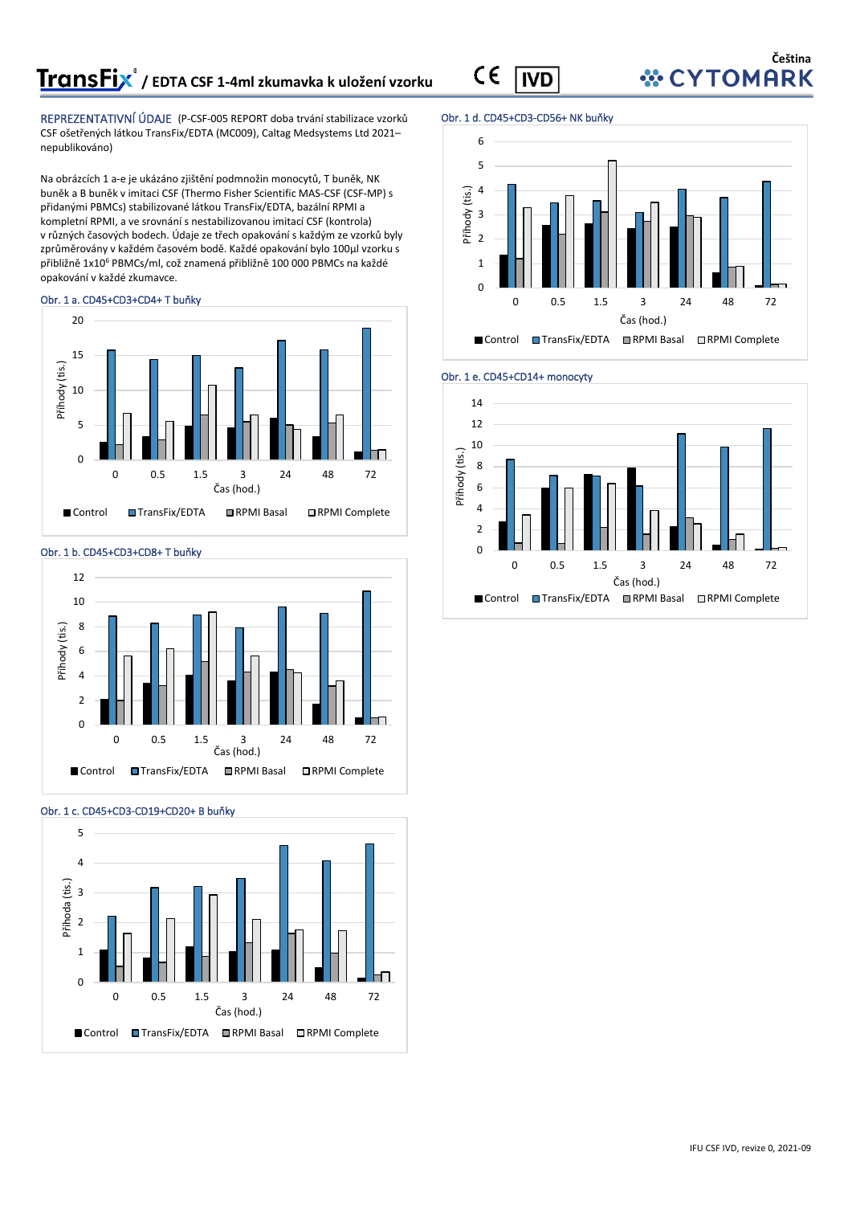**TransFix® / EDTA CSF 1-4ml zkumavka k uložení vzorku**

Čeština

REPREZENTATIVNÍ ÚDAJE (P-CSF-005 REPORT doba trvání stabilizace vzorků CSF ošetřených látkou TransFix/EDTA (MC009), Caltag Medsystems Ltd 2021–nepublikováno)

Na obrázcích 1 a-e je ukázáno zjištění podmnožin monocytů, T buněk, NK buněk a B buněk v imitaci CSF (Thermo Fisher Scientific MAS-CSF (CSF-MP) s přidanými PBMCs) stabilizované látkou TransFix/EDTA, bazální RPMI a kompletní RPMI, a ve srovnání s nestabilizovanou imitací CSF (kontrola) v různých časových bodech. Údaje ze třech opakování s každým ze vzorků byly zprůměrovány v každém časovém bodě. Každé opakování bylo 100µl vzorku s přibližně 1x10⁶ PBMCs/ml, což znamená přibližně 100 000 PBMCs na každé opakování v každé zkumavce.

Obr. 1 a. CD45+CD3+CD4+ T buňky

Obr. 1 b. CD45+CD3+CD8+ T buňky

Obr. 1 c. CD45+CD3-CD19+CD20+ B buňky

Obr. 1 d. CD45+CD3-CD56+ NK buňky

Obr. 1 e. CD45+CD14+ monocyty

IFU CSF IVD, revize 0, 2021-09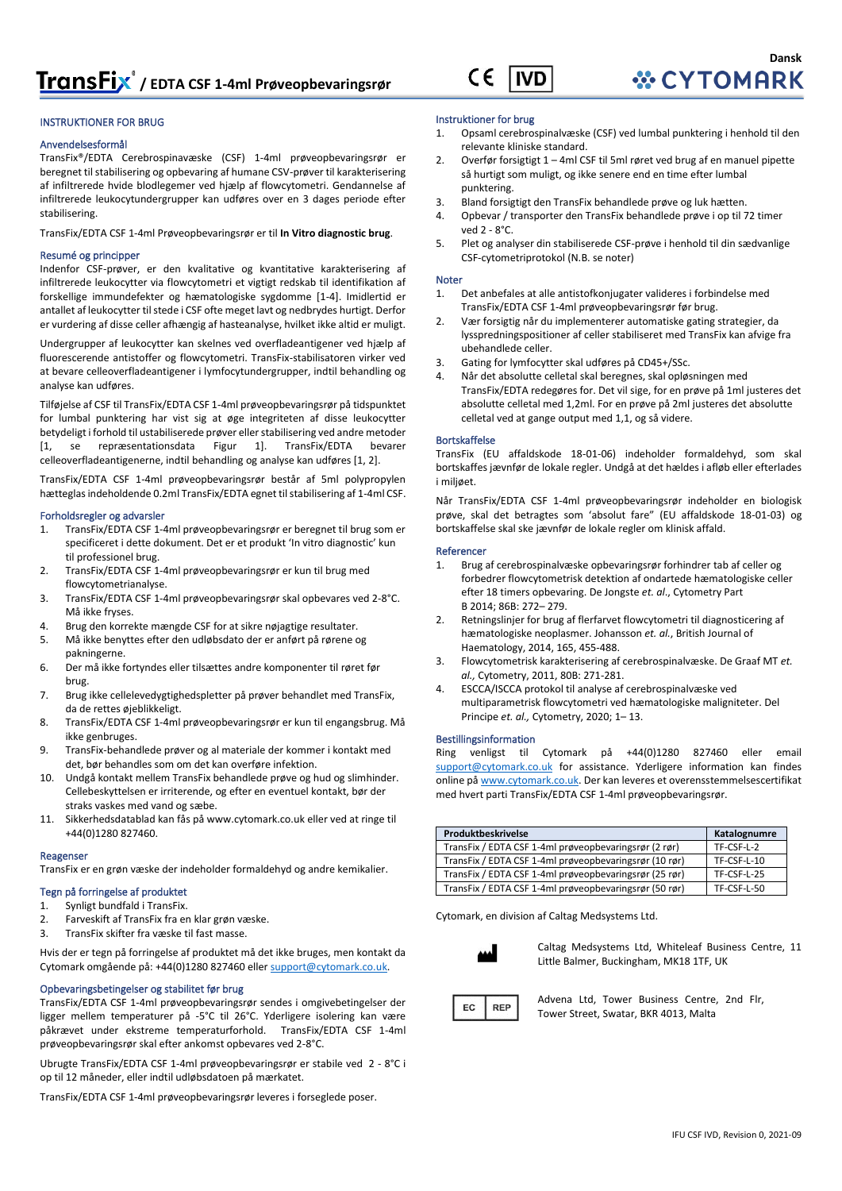Dansk

# TransFix® / EDTA CSF 1-4ml Prøveopbevaringsrør

CE IVD

CYTOMARK

## INSTRUKTIONER FOR BRUG

### Anvendelsesformål

TransFix®/EDTA Cerebrospinavæske (CSF) 1-4ml prøveopbevaringsrør er beregnet til stabilisering og opbevaring af humane CSV-prøver til karakterisering af infiltrerede hvide blodlegemer ved hjælp af flowcytometri. Gendannelse af infiltrerede leukocytundergrupper kan udføres over en 3 dages periode efter stabilisering.

TransFix/EDTA CSF 1-4ml Prøveopbevaringsrør er til **In Vitro diagnostic brug**.

### Resumé og principper

Indenfor CSF-prøver, er den kvalitative og kvantitative karakterisering af infiltrerede leukocytter via flowcytometri et vigtigt redskab til identifikation af forskellige immundefekter og hæmatologiske sygdomme [1-4]. Imidlertid er antallet af leukocytter til stede i CSF ofte meget lavt og nedbrydes hurtigt. Derfor er vurdering af disse celler afhængig af hasteanalyse, hvilket ikke altid er muligt.

Undergrupper af leukocytter kan skelnes ved overfladeantigener ved hjælp af fluorescerende antistoffer og flowcytometri. TransFix-stabilisatoren virker ved at bevare celleoverfladeantigener i lymfocytundergrupper, indtil behandling og analyse kan udføres.

Tilføjelse af CSF til TransFix/EDTA CSF 1-4ml prøveopbevaringsrør på tidspunktet for lumbal punktering har vist sig at øge integriteten af disse leukocytter betydeligt i forhold til ustabiliserede prøver eller stabilisering ved andre metoder [1, se repræsentationsdata Figur 1]. TransFix/EDTA bevarer celleoverfladeantigenerne, indtil behandling og analyse kan udføres [1, 2].

TransFix/EDTA CSF 1-4ml prøveopbevaringsrør består af 5ml polypropylen hætteglas indeholdende 0.2ml TransFix/EDTA egnet til stabilisering af 1-4ml CSF.

### Forholdsregler og advarsler

1. TransFix/EDTA CSF 1-4ml prøveopbevaringsrør er beregnet til brug som er specificeret i dette dokument. Det er et produkt 'In vitro diagnostic' kun til professionel brug.
2. TransFix/EDTA CSF 1-4ml prøveopbevaringsrør er kun til brug med flowcytometrianalyse.
3. TransFix/EDTA CSF 1-4ml prøveopbevaringsrør skal opbevares ved 2-8°C. Må ikke fryses.
4. Brug den korrekte mængde CSF for at sikre nøjagtige resultater.
5. Må ikke benyttes efter den udløbsdato der er anført på rørene og pakningerne.
6. Der må ikke fortyndes eller tilsættes andre komponenter til røret før brug.
7. Brug ikke cellelevedygtighedspletter på prøver behandlet med TransFix, da de rettes øjeblikkeligt.
8. TransFix/EDTA CSF 1-4ml prøveopbevaringsrør er kun til engangsbrug. Må ikke genbruges.
9. TransFix-behandlede prøver og al materiale der kommer i kontakt med det, bør behandles som om det kan overføre infektion.
10. Undgå kontakt mellem TransFix behandlede prøve og hud og slimhinder. Cellebeskyttelsen er irriterende, og efter en eventuel kontakt, bør der straks vaskes med vand og sæbe.
11. Sikkerhedsdatablad kan fås på www.cytomark.co.uk eller ved at ringe til +44(0)1280 827460.

### Reagenser

TransFix er en grøn væske der indeholder formaldehyd og andre kemikalier.

### Tegn på forringelse af produktet

1. Synligt bundfald i TransFix.
2. Farveskift af TransFix fra en klar grøn væske.
3. TransFix skifter fra væske til fast masse.

Hvis der er tegn på forringelse af produktet må det ikke bruges, men kontakt da Cytomark omgående på: +44(0)1280 827460 eller support@cytomark.co.uk.

### Opbevaringsbetingelser og stabilitet før brug

TransFix/EDTA CSF 1-4ml prøveopbevaringsrør sendes i omgivebetingelser der ligger mellem temperaturer på -5°C til 26°C. Yderligere isolering kan være påkrævet under ekstreme temperaturforhold. TransFix/EDTA CSF 1-4ml prøveopbevaringsrør skal efter ankomst opbevares ved 2-8°C.

Ubrugte TransFix/EDTA CSF 1-4ml prøveopbevaringsrør er stabile ved 2 - 8°C i op til 12 måneder, eller indtil udløbsdatoen på mærkatet.

TransFix/EDTA CSF 1-4ml prøveopbevaringsrør leveres i forseglede poser.

### Instruktioner for brug

1. Opsaml cerebrospinalvæske (CSF) ved lumbal punktering i henhold til den relevante kliniske standard.
2. Overfør forsigtigt 1 – 4ml CSF til 5ml røret ved brug af en manuel pipette så hurtigt som muligt, og ikke senere end en time efter lumbal punktering.
3. Bland forsigtigt den TransFix behandlede prøve og luk hætten.
4. Opbevar / transporter den TransFix behandlede prøve i op til 72 timer ved 2 - 8°C.
5. Plet og analyser din stabiliserede CSF-prøve i henhold til din sædvanlige CSF-cytometriprotokol (N.B. se noter)

### Noter

1. Det anbefales at alle antistofkonjugater valideres i forbindelse med TransFix/EDTA CSF 1-4ml prøveopbevaringsrør før brug.
2. Vær forsigtig når du implementerer automatiske gating strategier, da lysspredningspositioner af celler stabiliseret med TransFix kan afvige fra ubehandlede celler.
3. Gating for lymfocytter skal udføres på CD45+/SSc.
4. Når det absolutte celletal skal beregnes, skal opløsningen med TransFix/EDTA redegøres for. Det vil sige, for en prøve på 1ml justeres det absolutte celletal med 1,2ml. For en prøve på 2ml justeres det absolutte celletal ved at gange output med 1,1, og så videre.

### Bortskaffelse

TransFix (EU affaldskode 18-01-06) indeholder formaldehyd, som skal bortskaffes jævnfør de lokale regler. Undgå at det hældes i afløb eller efterlades i miljøet.

Når TransFix/EDTA CSF 1-4ml prøveopbevaringsrør indeholder en biologisk prøve, skal det betragtes som 'absolut fare" (EU affaldskode 18-01-03) og bortskaffelse skal ske jævnfør de lokale regler om klinisk affald.

### Referencer

1. Brug af cerebrospinalvæske opbevaringsrør forhindrer tab af celler og forbedrer flowcytometrisk detektion af ondartede hæmatologiske celler efter 18 timers opbevaring. De Jongste *et. al.*, Cytometry Part B 2014; 86B: 272– 279.
2. Retningslinjer for brug af flerfarvet flowcytometri til diagnosticering af hæmatologiske neoplasmer. Johansson *et. al.*, British Journal of Haematology, 2014, 165, 455-488.
3. Flowcytometrisk karakterisering af cerebrospinalvæske. De Graaf MT *et. al.*, Cytometry, 2011, 80B: 271-281.
4. ESCCA/ISCCA protokol til analyse af cerebrospinalvæske ved multiparametrisk flowcytometri ved hæmatologiske maligniteter. Del Principe *et. al.,* Cytometry, 2020; 1– 13.

### Bestillingsinformation

Ring venligst til Cytomark på +44(0)1280 827460 eller email support@cytomark.co.uk for assistance. Yderligere information kan findes online på www.cytomark.co.uk. Der kan leveres et overensstemmelsescertifikat med hvert parti TransFix/EDTA CSF 1-4ml prøveopbevaringsrør.

| Produktbeskrivelse | Katalognumre |
|---|---|
| TransFix / EDTA CSF 1-4ml prøveopbevaringsrør (2 rør) | TF-CSF-L-2 |
| TransFix / EDTA CSF 1-4ml prøveopbevaringsrør (10 rør) | TF-CSF-L-10 |
| TransFix / EDTA CSF 1-4ml prøveopbevaringsrør (25 rør) | TF-CSF-L-25 |
| TransFix / EDTA CSF 1-4ml prøveopbevaringsrør (50 rør) | TF-CSF-L-50 |

Cytomark, en division af Caltag Medsystems Ltd.

Caltag Medsystems Ltd, Whiteleaf Business Centre, 11 Little Balmer, Buckingham, MK18 1TF, UK

EC REP

Advena Ltd, Tower Business Centre, 2nd Flr, Tower Street, Swatar, BKR 4013, Malta

IFU CSF IVD, Revision 0, 2021-09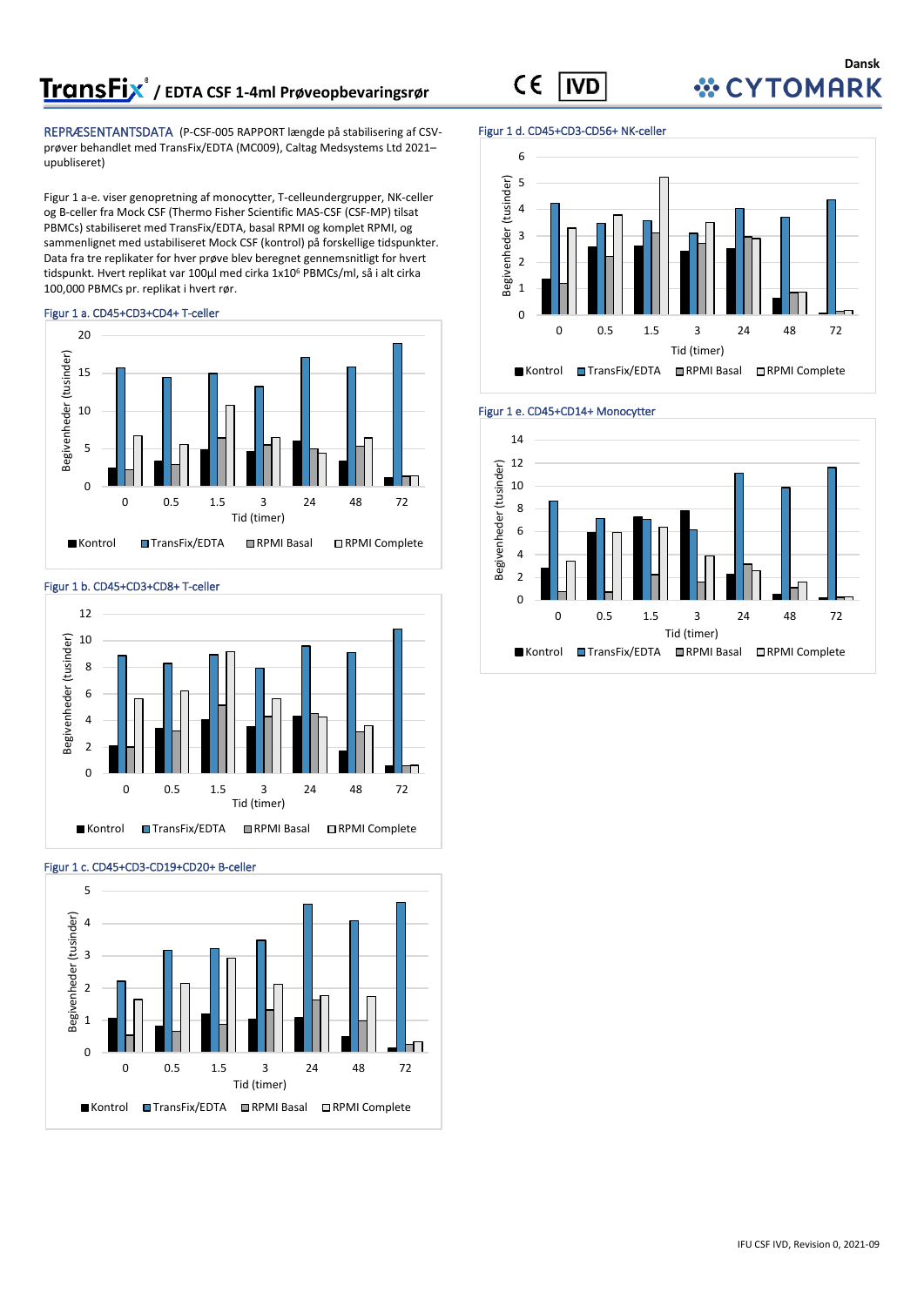# TransFix® / EDTA CSF 1-4ml Prøveopbevaringsrør

Dansk

REPRÆSENTANTSDATA (P-CSF-005 RAPPORT længde på stabilisering af CSV-prøver behandlet med TransFix/EDTA (MC009), Caltag Medsystems Ltd 2021–upubliseret)

Figur 1 a-e. viser genopretning af monocytter, T-celleundergrupper, NK-celler og B-celler fra Mock CSF (Thermo Fisher Scientific MAS-CSF (CSF-MP) tilsat PBMCs) stabiliseret med TransFix/EDTA, basal RPMI og komplet RPMI, og sammenlignet med ustabiliseret Mock CSF (kontrol) på forskellige tidspunkter. Data fra tre replikater for hver prøve blev beregnet gennemsnitligt for hvert tidspunkt. Hvert replikat var 100µl med cirka 1x10⁶ PBMCs/ml, så i alt cirka 100,000 PBMCs pr. replikat i hvert rør.

Figur 1 a. CD45+CD3+CD4+ T-celler

Figur 1 b. CD45+CD3+CD8+ T-celler

Figur 1 c. CD45+CD3-CD19+CD20+ B-celler

Figur 1 d. CD45+CD3-CD56+ NK-celler

Figur 1 e. CD45+CD14+ Monocytter

IFU CSF IVD, Revision 0, 2021-09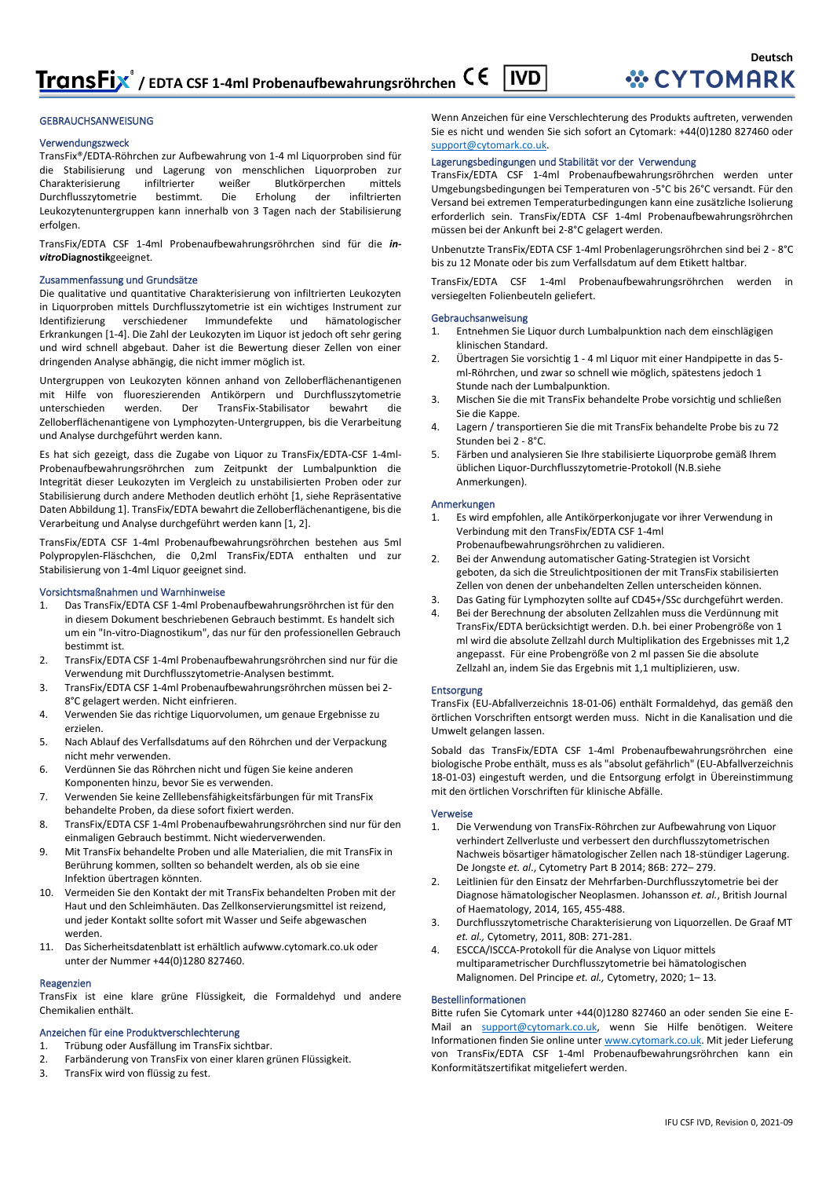Deutsch

# TransFix® / EDTA CSF 1-4ml Probenaufbewahrungsröhrchen CE IVD

CYTOMARK

## GEBRAUCHSANWEISUNG

### Verwendungszweck

TransFix®/EDTA-Röhrchen zur Aufbewahrung von 1-4 ml Liquorproben sind für die Stabilisierung und Lagerung von menschlichen Liquorproben zur Charakterisierung infiltrierter weißer Blutkörperchen mittels Durchflusszytometrie bestimmt. Die Erholung der infiltrierten Leukozytenuntergruppen kann innerhalb von 3 Tagen nach der Stabilisierung erfolgen.

TransFix/EDTA CSF 1-4ml Probenaufbewahrungsröhrchen sind für die ***in-vitro*****Diagnostik**geeignet.

### Zusammenfassung und Grundsätze

Die qualitative und quantitative Charakterisierung von infiltrierten Leukozyten in Liquorproben mittels Durchflusszytometrie ist ein wichtiges Instrument zur Identifizierung verschiedener Immundefekte und hämatologischer Erkrankungen [1-4]. Die Zahl der Leukozyten im Liquor ist jedoch oft sehr gering und wird schnell abgebaut. Daher ist die Bewertung dieser Zellen von einer dringenden Analyse abhängig, die nicht immer möglich ist.

Untergruppen von Leukozyten können anhand von Zelloberflächenantigenen mit Hilfe von fluoreszierenden Antikörpern und Durchflusszytometrie unterschieden werden. Der TransFix-Stabilisator bewahrt die Zelloberflächenantigene von Lymphozyten-Untergruppen, bis die Verarbeitung und Analyse durchgeführt werden kann.

Es hat sich gezeigt, dass die Zugabe von Liquor zu TransFix/EDTA-CSF 1-4ml-Probenaufbewahrungsröhrchen zum Zeitpunkt der Lumbalpunktion die Integrität dieser Leukozyten im Vergleich zu unstabilisierten Proben oder zur Stabilisierung durch andere Methoden deutlich erhöht [1, siehe Repräsentative Daten Abbildung 1]. TransFix/EDTA bewahrt die Zelloberflächenantigene, bis die Verarbeitung und Analyse durchgeführt werden kann [1, 2].

TransFix/EDTA CSF 1-4ml Probenaufbewahrungsröhrchen bestehen aus 5ml Polypropylen-Fläschchen, die 0,2ml TransFix/EDTA enthalten und zur Stabilisierung von 1-4ml Liquor geeignet sind.

### Vorsichtsmaßnahmen und Warnhinweise

1. Das TransFix/EDTA CSF 1-4ml Probenaufbewahrungsröhrchen ist für den in diesem Dokument beschriebenen Gebrauch bestimmt. Es handelt sich um ein "In-vitro-Diagnostikum", das nur für den professionellen Gebrauch bestimmt ist.
2. TransFix/EDTA CSF 1-4ml Probenaufbewahrungsröhrchen sind nur für die Verwendung mit Durchflusszytometrie-Analysen bestimmt.
3. TransFix/EDTA CSF 1-4ml Probenaufbewahrungsröhrchen müssen bei 2-8°C gelagert werden. Nicht einfrieren.
4. Verwenden Sie das richtige Liquorvolumen, um genaue Ergebnisse zu erzielen.
5. Nach Ablauf des Verfallsdatums auf den Röhrchen und der Verpackung nicht mehr verwenden.
6. Verdünnen Sie das Röhrchen nicht und fügen Sie keine anderen Komponenten hinzu, bevor Sie es verwenden.
7. Verwenden Sie keine Zelllebensfähigkeitsfärbungen für mit TransFix behandelte Proben, da diese sofort fixiert werden.
8. TransFix/EDTA CSF 1-4ml Probenaufbewahrungsröhrchen sind nur für den einmaligen Gebrauch bestimmt. Nicht wiederverwenden.
9. Mit TransFix behandelte Proben und alle Materialien, die mit TransFix in Berührung kommen, sollten so behandelt werden, als ob sie eine Infektion übertragen könnten.
10. Vermeiden Sie den Kontakt der mit TransFix behandelten Proben mit der Haut und den Schleimhäuten. Das Zellkonservierungsmittel ist reizend, und jeder Kontakt sollte sofort mit Wasser und Seife abgewaschen werden.
11. Das Sicherheitsdatenblatt ist erhältlich aufwww.cytomark.co.uk oder unter der Nummer +44(0)1280 827460.

### Reagenzien

TransFix ist eine klare grüne Flüssigkeit, die Formaldehyd und andere Chemikalien enthält.

### Anzeichen für eine Produktverschlechterung

1. Trübung oder Ausfällung im TransFix sichtbar.
2. Farbänderung von TransFix von einer klaren grünen Flüssigkeit.
3. TransFix wird von flüssig zu fest.

Wenn Anzeichen für eine Verschlechterung des Produkts auftreten, verwenden Sie es nicht und wenden Sie sich sofort an Cytomark: +44(0)1280 827460 oder support@cytomark.co.uk.

### Lagerungsbedingungen und Stabilität vor der Verwendung

TransFix/EDTA CSF 1-4ml Probenaufbewahrungsröhrchen werden unter Umgebungsbedingungen bei Temperaturen von -5°C bis 26°C versandt. Für den Versand bei extremen Temperaturbedingungen kann eine zusätzliche Isolierung erforderlich sein. TransFix/EDTA CSF 1-4ml Probenaufbewahrungsröhrchen müssen bei der Ankunft bei 2-8°C gelagert werden.

Unbenutzte TransFix/EDTA CSF 1-4ml Probenlagerungsröhrchen sind bei 2 - 8°C bis zu 12 Monate oder bis zum Verfallsdatum auf dem Etikett haltbar.

TransFix/EDTA CSF 1-4ml Probenaufbewahrungsröhrchen werden in versiegelten Folienbeuteln geliefert.

### Gebrauchsanweisung

1. Entnehmen Sie Liquor durch Lumbalpunktion nach dem einschlägigen klinischen Standard.
2. Übertragen Sie vorsichtig 1 - 4 ml Liquor mit einer Handpipette in das 5-ml-Röhrchen, und zwar so schnell wie möglich, spätestens jedoch 1 Stunde nach der Lumbalpunktion.
3. Mischen Sie die mit TransFix behandelte Probe vorsichtig und schließen Sie die Kappe.
4. Lagern / transportieren Sie die mit TransFix behandelte Probe bis zu 72 Stunden bei 2 - 8°C.
5. Färben und analysieren Sie Ihre stabilisierte Liquorprobe gemäß Ihrem üblichen Liquor-Durchflusszytometrie-Protokoll (N.B.siehe Anmerkungen).

### Anmerkungen

1. Es wird empfohlen, alle Antikörperkonjugate vor ihrer Verwendung in Verbindung mit den TransFix/EDTA CSF 1-4ml Probenaufbewahrungsröhrchen zu validieren.
2. Bei der Anwendung automatischer Gating-Strategien ist Vorsicht geboten, da sich die Streulichtpositionen der mit TransFix stabilisierten Zellen von denen der unbehandelten Zellen unterscheiden können.
3. Das Gating für Lymphozyten sollte auf CD45+/SSc durchgeführt werden.
4. Bei der Berechnung der absoluten Zellzahlen muss die Verdünnung mit TransFix/EDTA berücksichtigt werden. D.h. bei einer Probengröße von 1 ml wird die absolute Zellzahl durch Multiplikation des Ergebnisses mit 1,2 angepasst. Für eine Probengröße von 2 ml passen Sie die absolute Zellzahl an, indem Sie das Ergebnis mit 1,1 multiplizieren, usw.

### Entsorgung

TransFix (EU-Abfallverzeichnis 18-01-06) enthält Formaldehyd, das gemäß den örtlichen Vorschriften entsorgt werden muss. Nicht in die Kanalisation und die Umwelt gelangen lassen.

Sobald das TransFix/EDTA CSF 1-4ml Probenaufbewahrungsröhrchen eine biologische Probe enthält, muss es als "absolut gefährlich" (EU-Abfallverzeichnis 18-01-03) eingestuft werden, und die Entsorgung erfolgt in Übereinstimmung mit den örtlichen Vorschriften für klinische Abfälle.

### Verweise

1. Die Verwendung von TransFix-Röhrchen zur Aufbewahrung von Liquor verhindert Zellverluste und verbessert den durchflusszytometrischen Nachweis bösartiger hämatologischer Zellen nach 18-stündiger Lagerung. De Jongste *et. al.*, Cytometry Part B 2014; 86B: 272– 279.
2. Leitlinien für den Einsatz der Mehrfarben-Durchflusszytometrie bei der Diagnose hämatologischer Neoplasmen. Johansson *et. al.*, British Journal of Haematology, 2014, 165, 455-488.
3. Durchflusszytometrische Charakterisierung von Liquorzellen. De Graaf MT *et. al.,* Cytometry, 2011, 80B: 271-281.
4. ESCCA/ISCCA-Protokoll für die Analyse von Liquor mittels multiparametrischer Durchflusszytometrie bei hämatologischen Malignomen. Del Principe *et. al.,* Cytometry, 2020; 1– 13.

### Bestellinformationen

Bitte rufen Sie Cytomark unter +44(0)1280 827460 an oder senden Sie eine E-Mail an support@cytomark.co.uk, wenn Sie Hilfe benötigen. Weitere Informationen finden Sie online unter www.cytomark.co.uk. Mit jeder Lieferung von TransFix/EDTA CSF 1-4ml Probenaufbewahrungsröhrchen kann ein Konformitätszertifikat mitgeliefert werden.

IFU CSF IVD, Revision 0, 2021-09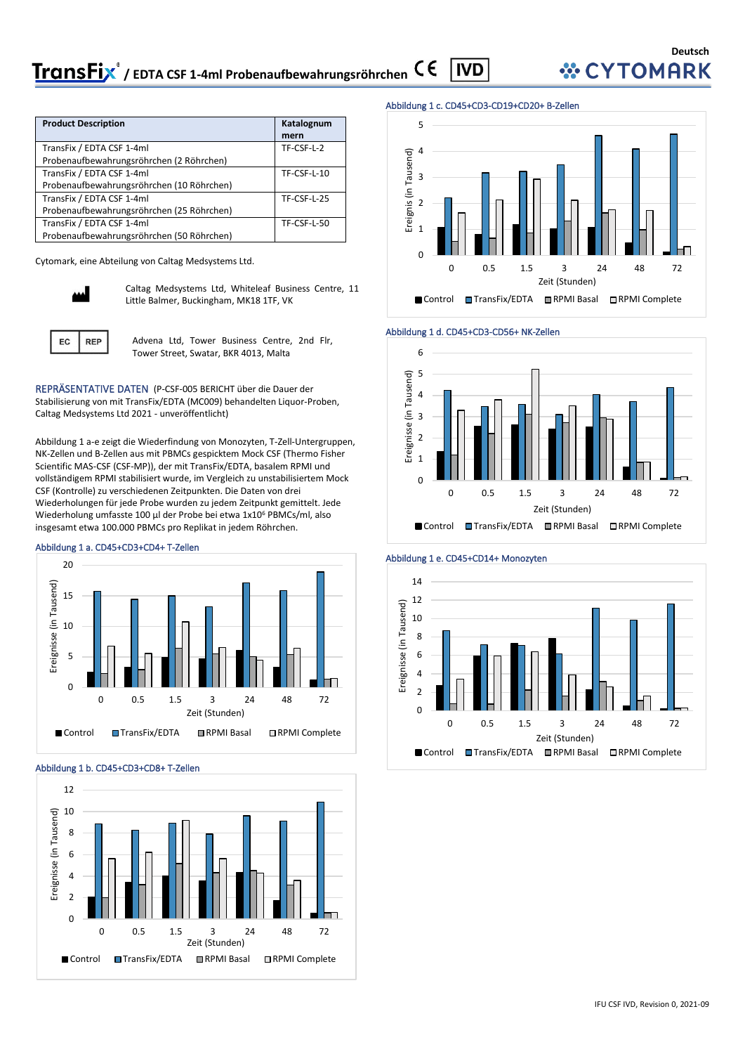# TransFix® / EDTA CSF 1-4ml Probenaufbewahrungsröhrchen

| Product Description | Katalognummern |
|---|---|
| TransFix / EDTA CSF 1-4ml Probenaufbewahrungsröhrchen (2 Röhrchen) | TF-CSF-L-2 |
| TransFix / EDTA CSF 1-4ml Probenaufbewahrungsröhrchen (10 Röhrchen) | TF-CSF-L-10 |
| TransFix / EDTA CSF 1-4ml Probenaufbewahrungsröhrchen (25 Röhrchen) | TF-CSF-L-25 |
| TransFix / EDTA CSF 1-4ml Probenaufbewahrungsröhrchen (50 Röhrchen) | TF-CSF-L-50 |

Cytomark, eine Abteilung von Caltag Medsystems Ltd.

Caltag Medsystems Ltd, Whiteleaf Business Centre, 11 Little Balmer, Buckingham, MK18 1TF, VK

EC REP: Advena Ltd, Tower Business Centre, 2nd Flr, Tower Street, Swatar, BKR 4013, Malta

**REPRÄSENTATIVE DATEN** (P-CSF-005 BERICHT über die Dauer der Stabilisierung von mit TransFix/EDTA (MC009) behandelten Liquor-Proben, Caltag Medsystems Ltd 2021 - unveröffentlicht)

Abbildung 1 a-e zeigt die Wiederfindung von Monozyten, T-Zell-Untergruppen, NK-Zellen und B-Zellen aus mit PBMCs gespicktem Mock CSF (Thermo Fisher Scientific MAS-CSF (CSF-MP)), der mit TransFix/EDTA, basalem RPMI und vollständigem RPMI stabilisiert wurde, im Vergleich zu unstabilisiertem Mock CSF (Kontrolle) zu verschiedenen Zeitpunkten. Die Daten von drei Wiederholungen für jede Probe wurden zu jedem Zeitpunkt gemittelt. Jede Wiederholung umfasste 100 µl der Probe bei etwa $1x10^6$ PBMCs/ml, also insgesamt etwa 100.000 PBMCs pro Replikat in jedem Röhrchen.

Abbildung 1 a. CD45+CD3+CD4+ T-Zellen

Abbildung 1 b. CD45+CD3+CD8+ T-Zellen

Abbildung 1 c. CD45+CD3-CD19+CD20+ B-Zellen

Abbildung 1 d. CD45+CD3-CD56+ NK-Zellen

Abbildung 1 e. CD45+CD14+ Monozyten

IFU CSF IVD, Revision 0, 2021-09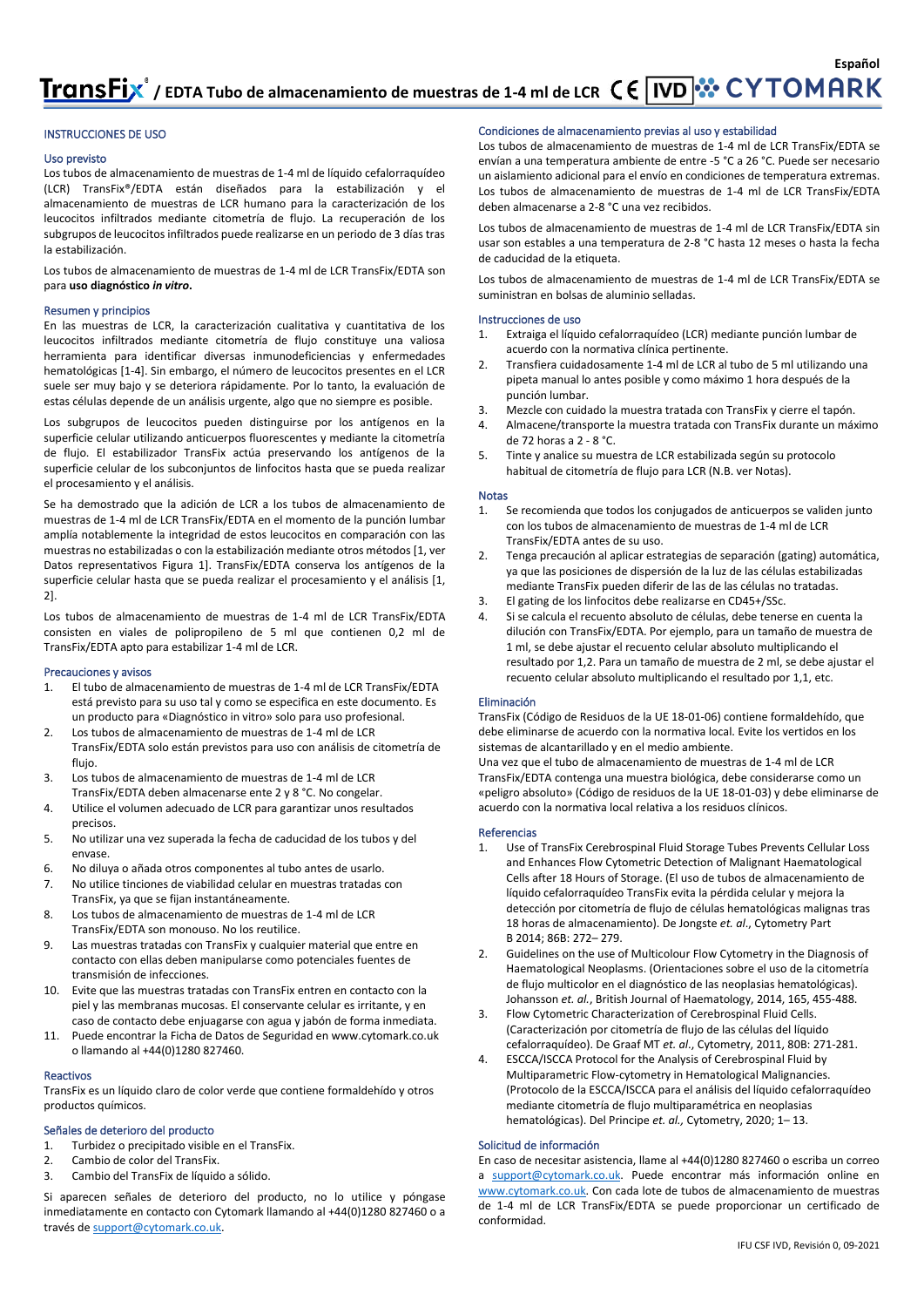Español

# TransFix® / EDTA Tubo de almacenamiento de muestras de 1-4 ml de LCR CE IVD CYTOMARK

## INSTRUCCIONES DE USO

### Uso previsto

Los tubos de almacenamiento de muestras de 1-4 ml de líquido cefalorraquídeo (LCR) TransFix®/EDTA están diseñados para la estabilización y el almacenamiento de muestras de LCR humano para la caracterización de los leucocitos infiltrados mediante citometría de flujo. La recuperación de los subgrupos de leucocitos infiltrados puede realizarse en un periodo de 3 días tras la estabilización.

Los tubos de almacenamiento de muestras de 1-4 ml de LCR TransFix/EDTA son para **uso diagnóstico *in vitro*.**

### Resumen y principios

En las muestras de LCR, la caracterización cualitativa y cuantitativa de los leucocitos infiltrados mediante citometría de flujo constituye una valiosa herramienta para identificar diversas inmunodeficiencias y enfermedades hematológicas [1-4]. Sin embargo, el número de leucocitos presentes en el LCR suele ser muy bajo y se deteriora rápidamente. Por lo tanto, la evaluación de estas células depende de un análisis urgente, algo que no siempre es posible.

Los subgrupos de leucocitos pueden distinguirse por los antígenos en la superficie celular utilizando anticuerpos fluorescentes y mediante la citometría de flujo. El estabilizador TransFix actúa preservando los antígenos de la superficie celular de los subconjuntos de linfocitos hasta que se pueda realizar el procesamiento y el análisis.

Se ha demostrado que la adición de LCR a los tubos de almacenamiento de muestras de 1-4 ml de LCR TransFix/EDTA en el momento de la punción lumbar amplía notablemente la integridad de estos leucocitos en comparación con las muestras no estabilizadas o con la estabilización mediante otros métodos [1, ver Datos representativos Figura 1]. TransFix/EDTA conserva los antígenos de la superficie celular hasta que se pueda realizar el procesamiento y el análisis [1, 2].

Los tubos de almacenamiento de muestras de 1-4 ml de LCR TransFix/EDTA consisten en viales de polipropileno de 5 ml que contienen 0,2 ml de TransFix/EDTA apto para estabilizar 1-4 ml de LCR.

### Precauciones y avisos

1. El tubo de almacenamiento de muestras de 1-4 ml de LCR TransFix/EDTA está previsto para su uso tal y como se especifica en este documento. Es un producto para «Diagnóstico in vitro» solo para uso profesional.
2. Los tubos de almacenamiento de muestras de 1-4 ml de LCR TransFix/EDTA solo están previstos para uso con análisis de citometría de flujo.
3. Los tubos de almacenamiento de muestras de 1-4 ml de LCR TransFix/EDTA deben almacenarse ente 2 y 8 °C. No congelar.
4. Utilice el volumen adecuado de LCR para garantizar unos resultados precisos.
5. No utilizar una vez superada la fecha de caducidad de los tubos y del envase.
6. No diluya o añada otros componentes al tubo antes de usarlo.
7. No utilice tinciones de viabilidad celular en muestras tratadas con TransFix, ya que se fijan instantáneamente.
8. Los tubos de almacenamiento de muestras de 1-4 ml de LCR TransFix/EDTA son monouso. No los reutilice.
9. Las muestras tratadas con TransFix y cualquier material que entre en contacto con ellas deben manipularse como potenciales fuentes de transmisión de infecciones.
10. Evite que las muestras tratadas con TransFix entren en contacto con la piel y las membranas mucosas. El conservante celular es irritante, y en caso de contacto debe enjuagarse con agua y jabón de forma inmediata.
11. Puede encontrar la Ficha de Datos de Seguridad en www.cytomark.co.uk o llamando al +44(0)1280 827460.

### Reactivos

TransFix es un líquido claro de color verde que contiene formaldehído y otros productos químicos.

### Señales de deterioro del producto

1. Turbidez o precipitado visible en el TransFix.
2. Cambio de color del TransFix.
3. Cambio del TransFix de líquido a sólido.

Si aparecen señales de deterioro del producto, no lo utilice y póngase inmediatamente en contacto con Cytomark llamando al +44(0)1280 827460 o a través de support@cytomark.co.uk.

### Condiciones de almacenamiento previas al uso y estabilidad

Los tubos de almacenamiento de muestras de 1-4 ml de LCR TransFix/EDTA se envían a una temperatura ambiente de entre -5 °C a 26 °C. Puede ser necesario un aislamiento adicional para el envío en condiciones de temperatura extremas. Los tubos de almacenamiento de muestras de 1-4 ml de LCR TransFix/EDTA deben almacenarse a 2-8 °C una vez recibidos.

Los tubos de almacenamiento de muestras de 1-4 ml de LCR TransFix/EDTA sin usar son estables a una temperatura de 2-8 °C hasta 12 meses o hasta la fecha de caducidad de la etiqueta.

Los tubos de almacenamiento de muestras de 1-4 ml de LCR TransFix/EDTA se suministran en bolsas de aluminio selladas.

### Instrucciones de uso

1. Extraiga el líquido cefalorraquídeo (LCR) mediante punción lumbar de acuerdo con la normativa clínica pertinente.
2. Transfiera cuidadosamente 1-4 ml de LCR al tubo de 5 ml utilizando una pipeta manual lo antes posible y como máximo 1 hora después de la punción lumbar.
3. Mezcle con cuidado la muestra tratada con TransFix y cierre el tapón.
4. Almacene/transporte la muestra tratada con TransFix durante un máximo de 72 horas a 2 - 8 °C.
5. Tinte y analice su muestra de LCR estabilizada según su protocolo habitual de citometría de flujo para LCR (N.B. ver Notas).

### Notas

1. Se recomienda que todos los conjugados de anticuerpos se validen junto con los tubos de almacenamiento de muestras de 1-4 ml de LCR TransFix/EDTA antes de su uso.
2. Tenga precaución al aplicar estrategias de separación (gating) automática, ya que las posiciones de dispersión de la luz de las células estabilizadas mediante TransFix pueden diferir de las de las células no tratadas.
3. El gating de los linfocitos debe realizarse en CD45+/SSc.
4. Si se calcula el recuento absoluto de células, debe tenerse en cuenta la dilución con TransFix/EDTA. Por ejemplo, para un tamaño de muestra de 1 ml, se debe ajustar el recuento celular absoluto multiplicando el resultado por 1,2. Para un tamaño de muestra de 2 ml, se debe ajustar el recuento celular absoluto multiplicando el resultado por 1,1, etc.

### Eliminación

TransFix (Código de Residuos de la UE 18-01-06) contiene formaldehído, que debe eliminarse de acuerdo con la normativa local. Evite los vertidos en los sistemas de alcantarillado y en el medio ambiente.
Una vez que el tubo de almacenamiento de muestras de 1-4 ml de LCR TransFix/EDTA contenga una muestra biológica, debe considerarse como un «peligro absoluto» (Código de residuos de la UE 18-01-03) y debe eliminarse de acuerdo con la normativa local relativa a los residuos clínicos.

### Referencias

1. Use of TransFix Cerebrospinal Fluid Storage Tubes Prevents Cellular Loss and Enhances Flow Cytometric Detection of Malignant Haematological Cells after 18 Hours of Storage. (El uso de tubos de almacenamiento de líquido cefalorraquídeo TransFix evita la pérdida celular y mejora la detección por citometría de flujo de células hematológicas malignas tras 18 horas de almacenamiento). De Jongste *et. al.*, Cytometry Part B 2014; 86B: 272– 279.
2. Guidelines on the use of Multicolour Flow Cytometry in the Diagnosis of Haematological Neoplasms. (Orientaciones sobre el uso de la citometría de flujo multicolor en el diagnóstico de las neoplasias hematológicas). Johansson *et. al.*, British Journal of Haematology, 2014, 165, 455-488.
3. Flow Cytometric Characterization of Cerebrospinal Fluid Cells. (Caracterización por citometría de flujo de las células del líquido cefalorraquídeo). De Graaf MT *et. al.*, Cytometry, 2011, 80B: 271-281.
4. ESCCA/ISCCA Protocol for the Analysis of Cerebrospinal Fluid by Multiparametric Flow-cytometry in Hematological Malignancies. (Protocolo de la ESCCA/ISCCA para el análisis del líquido cefalorraquídeo mediante citometría de flujo multiparamétrica en neoplasias hematológicas). Del Principe *et. al.,* Cytometry, 2020; 1– 13.

### Solicitud de información

En caso de necesitar asistencia, llame al +44(0)1280 827460 o escriba un correo a support@cytomark.co.uk. Puede encontrar más información online en www.cytomark.co.uk. Con cada lote de tubos de almacenamiento de muestras de 1-4 ml de LCR TransFix/EDTA se puede proporcionar un certificado de conformidad.

IFU CSF IVD, Revisión 0, 09-2021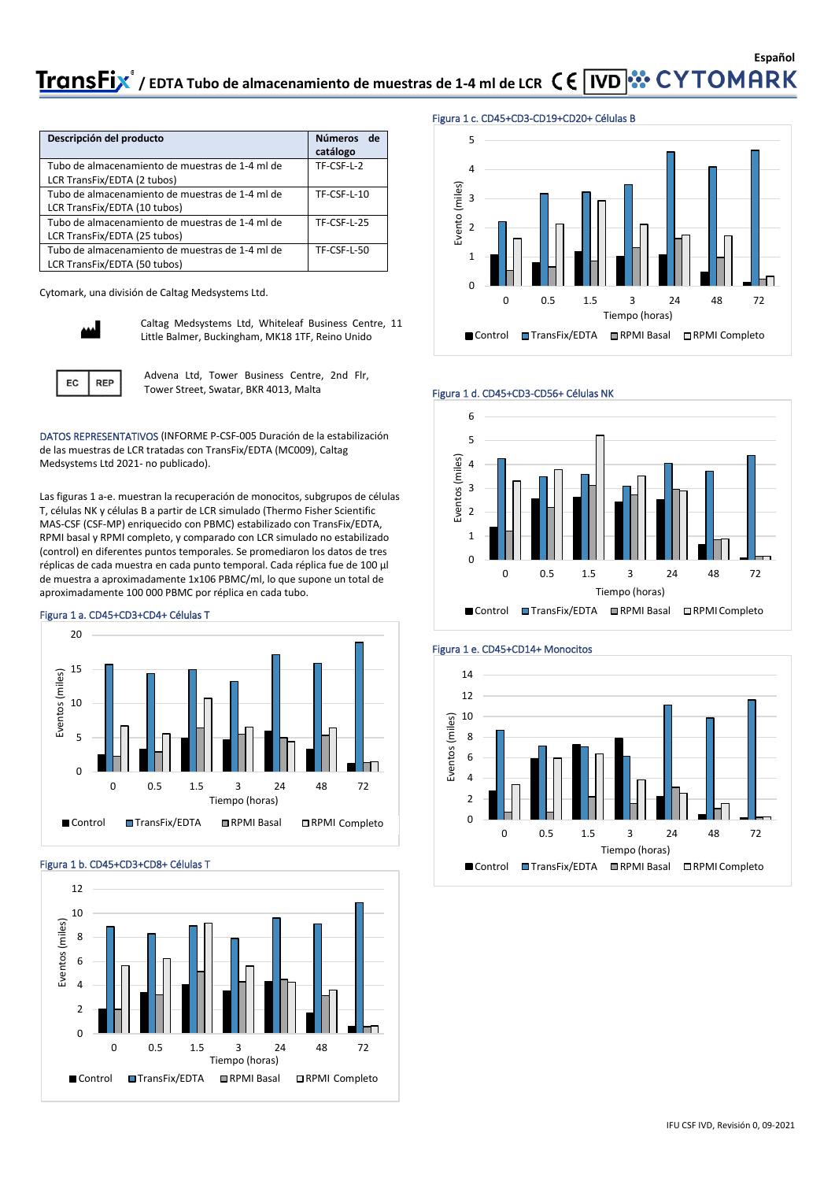Español

# TransFix® / EDTA Tubo de almacenamiento de muestras de 1-4 ml de LCR CE IVD CYTOMARK

| Descripción del producto | Números de catálogo |
|---|---|
| Tubo de almacenamiento de muestras de 1-4 ml de LCR TransFix/EDTA (2 tubos) | TF-CSF-L-2 |
| Tubo de almacenamiento de muestras de 1-4 ml de LCR TransFix/EDTA (10 tubos) | TF-CSF-L-10 |
| Tubo de almacenamiento de muestras de 1-4 ml de LCR TransFix/EDTA (25 tubos) | TF-CSF-L-25 |
| Tubo de almacenamiento de muestras de 1-4 ml de LCR TransFix/EDTA (50 tubos) | TF-CSF-L-50 |

Cytomark, una división de Caltag Medsystems Ltd.

Caltag Medsystems Ltd, Whiteleaf Business Centre, 11 Little Balmer, Buckingham, MK18 1TF, Reino Unido

EC REP

Advena Ltd, Tower Business Centre, 2nd Flr, Tower Street, Swatar, BKR 4013, Malta

DATOS REPRESENTATIVOS (INFORME P-CSF-005 Duración de la estabilización de las muestras de LCR tratadas con TransFix/EDTA (MC009), Caltag Medsystems Ltd 2021- no publicado).

Las figuras 1 a-e. muestran la recuperación de monocitos, subgrupos de células T, células NK y células B a partir de LCR simulado (Thermo Fisher Scientific MAS-CSF (CSF-MP) enriquecido con PBMC) estabilizado con TransFix/EDTA, RPMI basal y RPMI completo, y comparado con LCR simulado no estabilizado (control) en diferentes puntos temporales. Se promediaron los datos de tres réplicas de cada muestra en cada punto temporal. Cada réplica fue de 100 µl de muestra a aproximadamente 1x106 PBMC/ml, lo que supone un total de aproximadamente 100 000 PBMC por réplica en cada tubo.

Figura 1 a. CD45+CD3+CD4+ Células T

Figura 1 b. CD45+CD3+CD8+ Células T

Figura 1 c. CD45+CD3-CD19+CD20+ Células B

Figura 1 d. CD45+CD3-CD56+ Células NK

Figura 1 e. CD45+CD14+ Monocitos

IFU CSF IVD, Revisión 0, 09-2021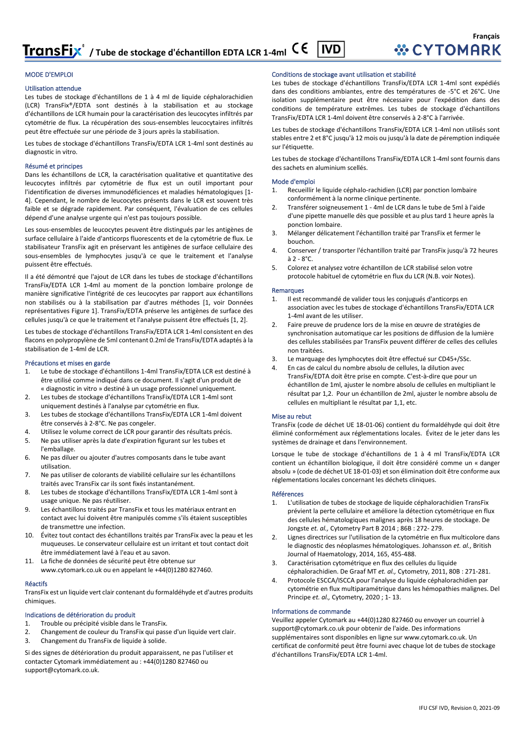Français

# TransFix® / Tube de stockage d'échantillon EDTA LCR 1-4ml CE IVD

CYTOMARK

## MODE D'EMPLOI

### Utilisation attendue

Les tubes de stockage d'échantillons de 1 à 4 ml de liquide céphalorachidien (LCR) TransFix®/EDTA sont destinés à la stabilisation et au stockage d'échantillons de LCR humain pour la caractérisation des leucocytes infiltrés par cytométrie de flux. La récupération des sous-ensembles leucocytaires infiltrés peut être effectuée sur une période de 3 jours après la stabilisation.

Les tubes de stockage d'échantillons TransFix/EDTA LCR 1-4ml sont destinés au diagnostic in vitro.

### Résumé et principes

Dans les échantillons de LCR, la caractérisation qualitative et quantitative des leucocytes infiltrés par cytométrie de flux est un outil important pour l'identification de diverses immunodéficiences et maladies hématologiques [1-4]. Cependant, le nombre de leucocytes présents dans le LCR est souvent très faible et se dégrade rapidement. Par conséquent, l'évaluation de ces cellules dépend d'une analyse urgente qui n'est pas toujours possible.

Les sous-ensembles de leucocytes peuvent être distingués par les antigènes de surface cellulaire à l'aide d'anticorps fluorescents et de la cytométrie de flux. Le stabilisateur TransFix agit en préservant les antigènes de surface cellulaire des sous-ensembles de lymphocytes jusqu'à ce que le traitement et l'analyse puissent être effectués.

Il a été démontré que l'ajout de LCR dans les tubes de stockage d'échantillons TransFix/EDTA LCR 1-4ml au moment de la ponction lombaire prolonge de manière significative l'intégrité de ces leucocytes par rapport aux échantillons non stabilisés ou à la stabilisation par d'autres méthodes [1, voir Données représentatives Figure 1]. TransFix/EDTA préserve les antigènes de surface des cellules jusqu'à ce que le traitement et l'analyse puissent être effectués [1, 2].

Les tubes de stockage d'échantillons TransFix/EDTA LCR 1-4ml consistent en des flacons en polypropylène de 5ml contenant 0.2ml de TransFix/EDTA adaptés à la stabilisation de 1-4ml de LCR.

### Précautions et mises en garde

1. Le tube de stockage d'échantillons 1-4ml TransFix/EDTA LCR est destiné à être utilisé comme indiqué dans ce document. Il s'agit d'un produit de « diagnostic in vitro » destiné à un usage professionnel uniquement.
2. Les tubes de stockage d'échantillons TransFix/EDTA LCR 1-4ml sont uniquement destinés à l'analyse par cytométrie en flux.
3. Les tubes de stockage d'échantillons TransFix/EDTA LCR 1-4ml doivent être conservés à 2-8°C. Ne pas congeler.
4. Utilisez le volume correct de LCR pour garantir des résultats précis.
5. Ne pas utiliser après la date d'expiration figurant sur les tubes et l'emballage.
6. Ne pas diluer ou ajouter d'autres composants dans le tube avant utilisation.
7. Ne pas utiliser de colorants de viabilité cellulaire sur les échantillons traités avec TransFix car ils sont fixés instantanément.
8. Les tubes de stockage d'échantillons TransFix/EDTA LCR 1-4ml sont à usage unique. Ne pas réutiliser.
9. Les échantillons traités par TransFix et tous les matériaux entrant en contact avec lui doivent être manipulés comme s'ils étaient susceptibles de transmettre une infection.
10. Évitez tout contact des échantillons traités par TransFix avec la peau et les muqueuses. Le conservateur cellulaire est un irritant et tout contact doit être immédiatement lavé à l'eau et au savon.
11. La fiche de données de sécurité peut être obtenue sur www.cytomark.co.uk ou en appelant le +44(0)1280 827460.

### Réactifs

TransFix est un liquide vert clair contenant du formaldéhyde et d'autres produits chimiques.

### Indications de détérioration du produit

1. Trouble ou précipité visible dans le TransFix.
2. Changement de couleur du TransFix qui passe d'un liquide vert clair.
3. Changement du TransFix de liquide à solide.

Si des signes de détérioration du produit apparaissent, ne pas l'utiliser et contacter Cytomark immédiatement au : +44(0)1280 827460 ou support@cytomark.co.uk.

### Conditions de stockage avant utilisation et stabilité

Les tubes de stockage d'échantillons TransFix/EDTA LCR 1-4ml sont expédiés dans des conditions ambiantes, entre des températures de -5°C et 26°C. Une isolation supplémentaire peut être nécessaire pour l'expédition dans des conditions de température extrêmes. Les tubes de stockage d'échantillons TransFix/EDTA LCR 1-4ml doivent être conservés à 2-8°C à l'arrivée.

Les tubes de stockage d'échantillons TransFix/EDTA LCR 1-4ml non utilisés sont stables entre 2 et 8°C jusqu'à 12 mois ou jusqu'à la date de péremption indiquée sur l'étiquette.

Les tubes de stockage d'échantillons TransFix/EDTA LCR 1-4ml sont fournis dans des sachets en aluminium scellés.

### Mode d'emploi

1. Recueillir le liquide céphalo-rachidien (LCR) par ponction lombaire conformément à la norme clinique pertinente.
2. Transférer soigneusement 1 - 4ml de LCR dans le tube de 5ml à l'aide d'une pipette manuelle dès que possible et au plus tard 1 heure après la ponction lombaire.
3. Mélanger délicatement l'échantillon traité par TransFix et fermer le bouchon.
4. Conserver / transporter l'échantillon traité par TransFix jusqu'à 72 heures à 2 - 8°C.
5. Colorez et analysez votre échantillon de LCR stabilisé selon votre protocole habituel de cytométrie en flux du LCR (N.B. voir Notes).

### Remarques

1. Il est recommandé de valider tous les conjugués d'anticorps en association avec les tubes de stockage d'échantillons TransFix/EDTA LCR 1-4ml avant de les utiliser.
2. Faire preuve de prudence lors de la mise en œuvre de stratégies de synchronisation automatique car les positions de diffusion de la lumière des cellules stabilisées par TransFix peuvent différer de celles des cellules non traitées.
3. Le marquage des lymphocytes doit être effectué sur CD45+/SSc.
4. En cas de calcul du nombre absolu de cellules, la dilution avec TransFix/EDTA doit être prise en compte. C'est-à-dire que pour un échantillon de 1ml, ajuster le nombre absolu de cellules en multipliant le résultat par 1,2. Pour un échantillon de 2ml, ajuster le nombre absolu de cellules en multipliant le résultat par 1,1, etc.

### Mise au rebut

TransFix (code de déchet UE 18-01-06) contient du formaldéhyde qui doit être éliminé conformément aux réglementations locales. Évitez de le jeter dans les systèmes de drainage et dans l'environnement.

Lorsque le tube de stockage d'échantillons de 1 à 4 ml TransFix/EDTA LCR contient un échantillon biologique, il doit être considéré comme un « danger absolu » (code de déchet UE 18-01-03) et son élimination doit être conforme aux réglementations locales concernant les déchets cliniques.

### Références

1. L'utilisation de tubes de stockage de liquide céphalorachidien TransFix prévient la perte cellulaire et améliore la détection cytométrique en flux des cellules hématologiques malignes après 18 heures de stockage. De Jongste *et. al.,* Cytometry Part B 2014 ; 86B : 272- 279.
2. Lignes directrices sur l'utilisation de la cytométrie en flux multicolore dans le diagnostic des néoplasmes hématologiques. Johansson *et. al.*, British Journal of Haematology, 2014, 165, 455-488.
3. Caractérisation cytométrique en flux des cellules du liquide céphalorachidien. De Graaf MT *et. al.,* Cytometry, 2011, 80B : 271-281.
4. Protocole ESCCA/ISCCA pour l'analyse du liquide céphalorachidien par cytométrie en flux multiparamétrique dans les hémopathies malignes. Del Principe *et. al.,* Cytometry, 2020 ; 1- 13.

### Informations de commande

Veuillez appeler Cytomark au +44(0)1280 827460 ou envoyer un courriel à support@cytomark.co.uk pour obtenir de l'aide. Des informations supplémentaires sont disponibles en ligne sur www.cytomark.co.uk. Un certificat de conformité peut être fourni avec chaque lot de tubes de stockage d'échantillons TransFix/EDTA LCR 1-4ml.

IFU CSF IVD, Revision 0, 2021-09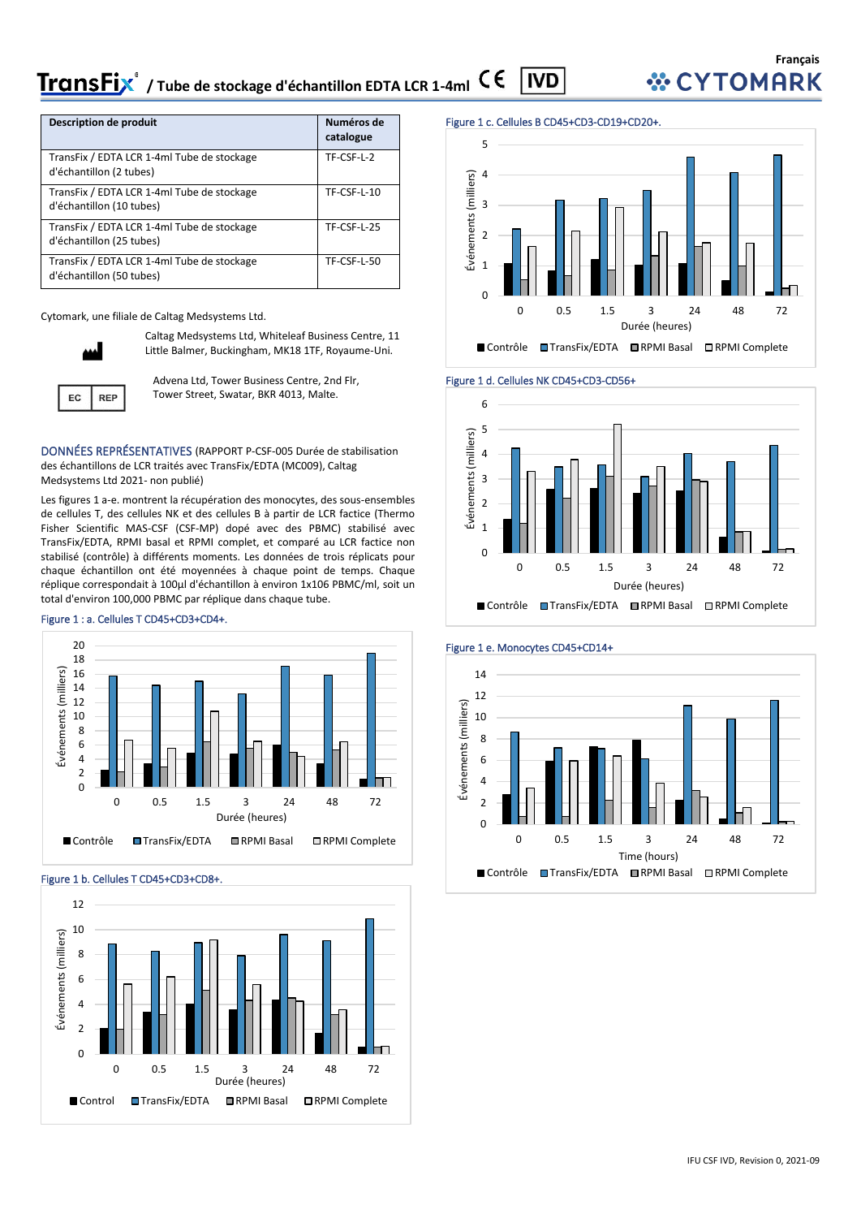# TransFix® / Tube de stockage d'échantillon EDTA LCR 1-4ml

Français

| Description de produit | Numéros de catalogue |
|---|---|
| TransFix / EDTA LCR 1-4ml Tube de stockage d'échantillon (2 tubes) | TF-CSF-L-2 |
| TransFix / EDTA LCR 1-4ml Tube de stockage d'échantillon (10 tubes) | TF-CSF-L-10 |
| TransFix / EDTA LCR 1-4ml Tube de stockage d'échantillon (25 tubes) | TF-CSF-L-25 |
| TransFix / EDTA LCR 1-4ml Tube de stockage d'échantillon (50 tubes) | TF-CSF-L-50 |

Cytomark, une filiale de Caltag Medsystems Ltd.

Caltag Medsystems Ltd, Whiteleaf Business Centre, 11 Little Balmer, Buckingham, MK18 1TF, Royaume-Uni.

EC REP

Advena Ltd, Tower Business Centre, 2nd Flr, Tower Street, Swatar, BKR 4013, Malte.

DONNÉES REPRÉSENTATIVES (RAPPORT P-CSF-005 Durée de stabilisation des échantillons de LCR traités avec TransFix/EDTA (MC009), Caltag Medsystems Ltd 2021- non publié)

Les figures 1 a-e. montrent la récupération des monocytes, des sous-ensembles de cellules T, des cellules NK et des cellules B à partir de LCR factice (Thermo Fisher Scientific MAS-CSF (CSF-MP) dopé avec des PBMC) stabilisé avec TransFix/EDTA, RPMI basal et RPMI complet, et comparé au LCR factice non stabilisé (contrôle) à différents moments. Les données de trois réplicats pour chaque échantillon ont été moyennées à chaque point de temps. Chaque réplique correspondait à 100µl d'échantillon à environ 1x106 PBMC/ml, soit un total d'environ 100,000 PBMC par réplique dans chaque tube.

Figure 1 : a. Cellules T CD45+CD3+CD4+.

Figure 1 b. Cellules T CD45+CD3+CD8+.

Figure 1 c. Cellules B CD45+CD3-CD19+CD20+.

Figure 1 d. Cellules NK CD45+CD3-CD56+

Figure 1 e. Monocytes CD45+CD14+

IFU CSF IVD, Revision 0, 2021-09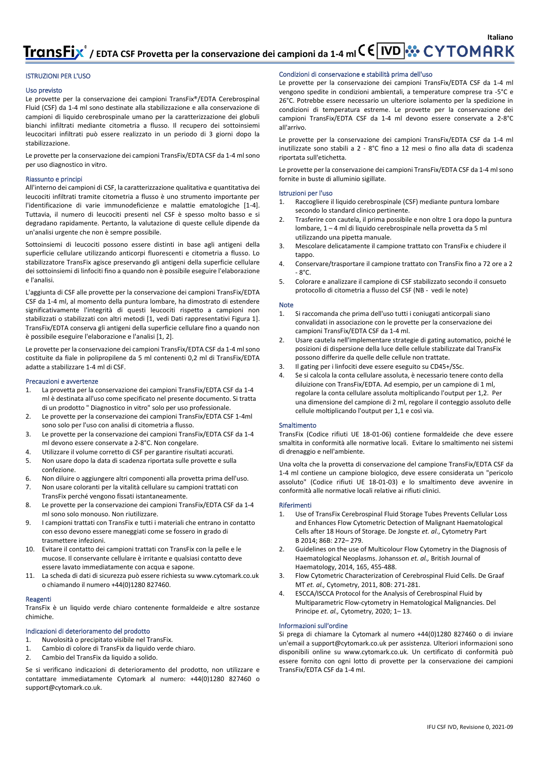Italiano

# TransFix® / EDTA CSF Provetta per la conservazione dei campioni da 1-4 ml

## ISTRUZIONI PER L'USO

### Uso previsto

Le provette per la conservazione dei campioni TransFix®/EDTA Cerebrospinal Fluid (CSF) da 1-4 ml sono destinate alla stabilizzazione e alla conservazione di campioni di liquido cerebrospinale umano per la caratterizzazione dei globuli bianchi infiltrati mediante citometria a flusso. Il recupero dei sottoinsiemi leucocitari infiltrati può essere realizzato in un periodo di 3 giorni dopo la stabilizzazione.

Le provette per la conservazione dei campioni TransFix/EDTA CSF da 1-4 ml sono per uso diagnostico in vitro.

### Riassunto e principi

All'interno dei campioni di CSF, la caratterizzazione qualitativa e quantitativa dei leucociti infiltrati tramite citometria a flusso è uno strumento importante per l'identificazione di varie immunodeficienze e malattie ematologiche [1-4]. Tuttavia, il numero di leucociti presenti nel CSF è spesso molto basso e si degradano rapidamente. Pertanto, la valutazione di queste cellule dipende da un'analisi urgente che non è sempre possibile.

Sottoinsiemi di leucociti possono essere distinti in base agli antigeni della superficie cellulare utilizzando anticorpi fluorescenti e citometria a flusso. Lo stabilizzatore TransFix agisce preservando gli antigeni della superficie cellulare dei sottoinsiemi di linfociti fino a quando non è possibile eseguire l'elaborazione e l'analisi.

L'aggiunta di CSF alle provette per la conservazione dei campioni TransFix/EDTA CSF da 1-4 ml, al momento della puntura lombare, ha dimostrato di estendere significativamente l'integrità di questi leucociti rispetto a campioni non stabilizzati o stabilizzati con altri metodi [1, vedi Dati rappresentativi Figura 1]. TransFix/EDTA conserva gli antigeni della superficie cellulare fino a quando non è possibile eseguire l'elaborazione e l'analisi [1, 2].

Le provette per la conservazione dei campioni TransFix/EDTA CSF da 1-4 ml sono costituite da fiale in polipropilene da 5 ml contenenti 0,2 ml di TransFix/EDTA adatte a stabilizzare 1-4 ml di CSF.

### Precauzioni e avvertenze

1. La provetta per la conservazione dei campioni TransFix/EDTA CSF da 1-4 ml è destinata all'uso come specificato nel presente documento. Si tratta di un prodotto " Diagnostico in vitro" solo per uso professionale.
2. Le provette per la conservazione dei campioni TransFix/EDTA CSF 1-4ml sono solo per l'uso con analisi di citometria a flusso.
3. Le provette per la conservazione dei campioni TransFix/EDTA CSF da 1-4 ml devono essere conservate a 2-8°C. Non congelare.
4. Utilizzare il volume corretto di CSF per garantire risultati accurati.
5. Non usare dopo la data di scadenza riportata sulle provette e sulla confezione.
6. Non diluire o aggiungere altri componenti alla provetta prima dell'uso.
7. Non usare coloranti per la vitalità cellulare su campioni trattati con TransFix perché vengono fissati istantaneamente.
8. Le provette per la conservazione dei campioni TransFix/EDTA CSF da 1-4 ml sono solo monouso. Non riutilizzare.
9. I campioni trattati con TransFix e tutti i materiali che entrano in contatto con esso devono essere maneggiati come se fossero in grado di trasmettere infezioni.
10. Evitare il contatto dei campioni trattati con TransFix con la pelle e le mucose. Il conservante cellulare è irritante e qualsiasi contatto deve essere lavato immediatamente con acqua e sapone.
11. La scheda di dati di sicurezza può essere richiesta su www.cytomark.co.uk o chiamando il numero +44(0)1280 827460.

### Reagenti

TransFix è un liquido verde chiaro contenente formaldeide e altre sostanze chimiche.

### Indicazioni di deterioramento del prodotto

1. Nuvolosità o precipitato visibile nel TransFix.
1. Cambio di colore di TransFix da liquido verde chiaro.
2. Cambio del TransFix da liquido a solido.

Se si verificano indicazioni di deterioramento del prodotto, non utilizzare e contattare immediatamente Cytomark al numero: +44(0)1280 827460 o support@cytomark.co.uk.

### Condizioni di conservazione e stabilità prima dell'uso

Le provette per la conservazione dei campioni TransFix/EDTA CSF da 1-4 ml vengono spedite in condizioni ambientali, a temperature comprese tra -5°C e 26°C. Potrebbe essere necessario un ulteriore isolamento per la spedizione in condizioni di temperatura estreme. Le provette per la conservazione dei campioni TransFix/EDTA CSF da 1-4 ml devono essere conservate a 2-8°C all'arrivo.

Le provette per la conservazione dei campioni TransFix/EDTA CSF da 1-4 ml inutilizzate sono stabili a 2 - 8°C fino a 12 mesi o fino alla data di scadenza riportata sull'etichetta.

Le provette per la conservazione dei campioni TransFix/EDTA CSF da 1-4 ml sono fornite in buste di alluminio sigillate.

### Istruzioni per l'uso

1. Raccogliere il liquido cerebrospinale (CSF) mediante puntura lombare secondo lo standard clinico pertinente.
2. Trasferire con cautela, il prima possibile e non oltre 1 ora dopo la puntura lombare, 1 – 4 ml di liquido cerebrospinale nella provetta da 5 ml utilizzando una pipetta manuale.
3. Mescolare delicatamente il campione trattato con TransFix e chiudere il tappo.
4. Conservare/trasportare il campione trattato con TransFix fino a 72 ore a 2 - 8°C.
5. Colorare e analizzare il campione di CSF stabilizzato secondo il consueto protocollo di citometria a flusso del CSF (NB - vedi le note)

### Note

1. Si raccomanda che prima dell'uso tutti i coniugati anticorpali siano convalidati in associazione con le provette per la conservazione dei campioni TransFix/EDTA CSF da 1-4 ml.
2. Usare cautela nell'implementare strategie di gating automatico, poiché le posizioni di dispersione della luce delle cellule stabilizzate dal TransFix possono differire da quelle delle cellule non trattate.
3. Il gating per i linfociti deve essere eseguito su CD45+/SSc.
4. Se si calcola la conta cellulare assoluta, è necessario tenere conto della diluizione con TransFix/EDTA. Ad esempio, per un campione di 1 ml, regolare la conta cellulare assoluta moltiplicando l'output per 1,2. Per una dimensione del campione di 2 ml, regolare il conteggio assoluto delle cellule moltiplicando l'output per 1,1 e così via.

### Smaltimento

TransFix (Codice rifiuti UE 18-01-06) contiene formaldeide che deve essere smaltita in conformità alle normative locali. Evitare lo smaltimento nei sistemi di drenaggio e nell'ambiente.

Una volta che la provetta di conservazione del campione TransFix/EDTA CSF da 1-4 ml contiene un campione biologico, deve essere considerata un "pericolo assoluto" (Codice rifiuti UE 18-01-03) e lo smaltimento deve avvenire in conformità alle normative locali relative ai rifiuti clinici.

### Riferimenti

1. Use of TransFix Cerebrospinal Fluid Storage Tubes Prevents Cellular Loss and Enhances Flow Cytometric Detection of Malignant Haematological Cells after 18 Hours of Storage. De Jongste *et. al.*, Cytometry Part B 2014; 86B: 272– 279.
2. Guidelines on the use of Multicolour Flow Cytometry in the Diagnosis of Haematological Neoplasms. Johansson *et. al.,* British Journal of Haematology, 2014, 165, 455-488.
3. Flow Cytometric Characterization of Cerebrospinal Fluid Cells. De Graaf MT *et. al.,* Cytometry, 2011, 80B: 271-281.
4. ESCCA/ISCCA Protocol for the Analysis of Cerebrospinal Fluid by Multiparametric Flow-cytometry in Hematological Malignancies. Del Principe *et. al.,* Cytometry, 2020; 1– 13.

### Informazioni sull'ordine

Si prega di chiamare la Cytomark al numero +44(0)1280 827460 o di inviare un'email a support@cytomark.co.uk per assistenza. Ulteriori informazioni sono disponibili online su www.cytomark.co.uk. Un certificato di conformità può essere fornito con ogni lotto di provette per la conservazione dei campioni TransFix/EDTA CSF da 1-4 ml.

IFU CSF IVD, Revisione 0, 2021-09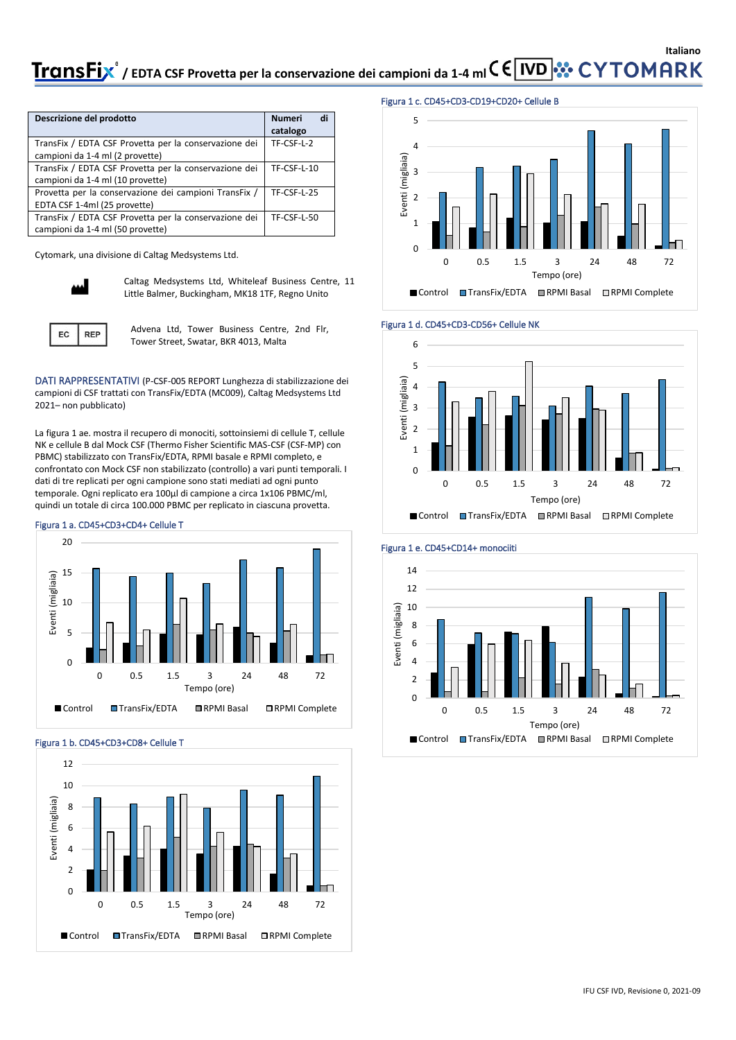Italiano

# TransFix / EDTA CSF Provetta per la conservazione dei campioni da 1-4 ml

| Descrizione del prodotto | Numeri di catalogo |
|---|---|
| TransFix / EDTA CSF Provetta per la conservazione dei campioni da 1-4 ml (2 provette) | TF-CSF-L-2 |
| TransFix / EDTA CSF Provetta per la conservazione dei campioni da 1-4 ml (10 provette) | TF-CSF-L-10 |
| Provetta per la conservazione dei campioni TransFix / EDTA CSF 1-4ml (25 provette) | TF-CSF-L-25 |
| TransFix / EDTA CSF Provetta per la conservazione dei campioni da 1-4 ml (50 provette) | TF-CSF-L-50 |

Cytomark, una divisione di Caltag Medsystems Ltd.

Caltag Medsystems Ltd, Whiteleaf Business Centre, 11 Little Balmer, Buckingham, MK18 1TF, Regno Unito

EC REP

Advena Ltd, Tower Business Centre, 2nd Flr, Tower Street, Swatar, BKR 4013, Malta

**DATI RAPPRESENTATIVI** (P-CSF-005 REPORT Lunghezza di stabilizzazione dei campioni di CSF trattati con TransFix/EDTA (MC009), Caltag Medsystems Ltd 2021– non pubblicato)

La figura 1 ae. mostra il recupero di monociti, sottoinsiemi di cellule T, cellule NK e cellule B dal Mock CSF (Thermo Fisher Scientific MAS-CSF (CSF-MP) con PBMC) stabilizzato con TransFix/EDTA, RPMI basale e RPMI completo, e confrontato con Mock CSF non stabilizzato (controllo) a vari punti temporali. I dati di tre replicati per ogni campione sono stati mediati ad ogni punto temporale. Ogni replicato era 100µl di campione a circa 1x106 PBMC/ml, quindi un totale di circa 100.000 PBMC per replicato in ciascuna provetta.

Figura 1 a. CD45+CD3+CD4+ Cellule T

Figura 1 b. CD45+CD3+CD8+ Cellule T

Figura 1 c. CD45+CD3-CD19+CD20+ Cellule B

Figura 1 d. CD45+CD3-CD56+ Cellule NK

Figura 1 e. CD45+CD14+ monociiti

IFU CSF IVD, Revisione 0, 2021-09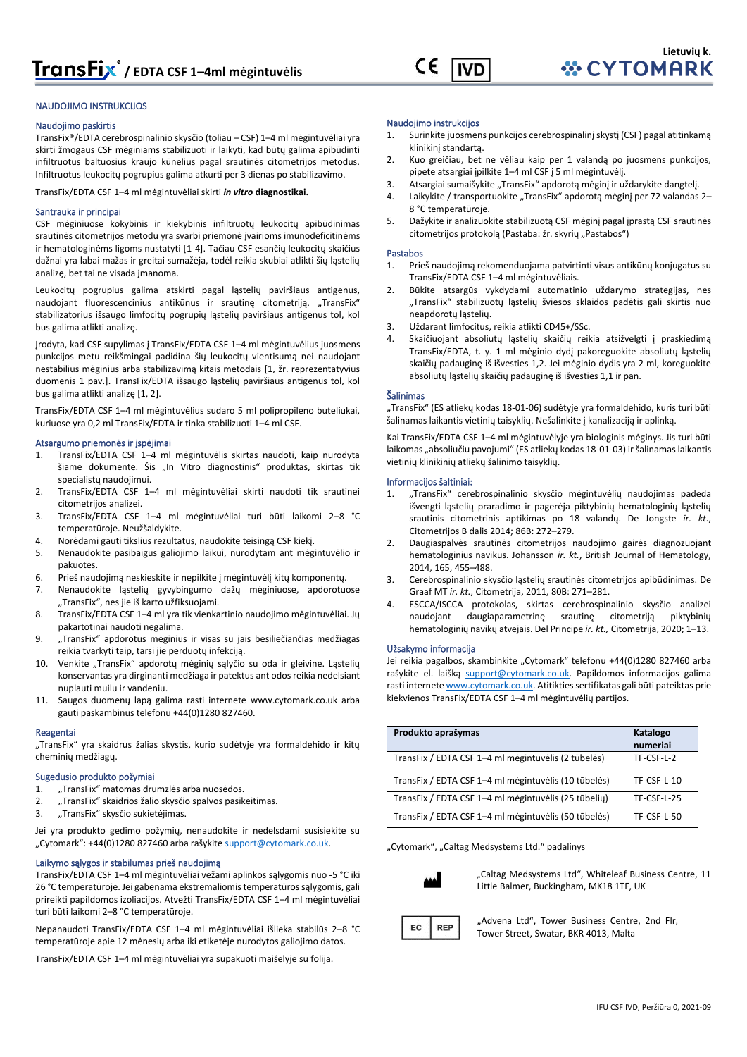# TransFix® / EDTA CSF 1–4ml mėgintuvėlis

Lietuvių k.

## NAUDOJIMO INSTRUKCIJOS

### Naudojimo paskirtis

TransFix®/EDTA cerebrospinalinio skysčio (toliau – CSF) 1–4 ml mėgintuvėliai yra skirti žmogaus CSF mėginiams stabilizuoti ir laikyti, kad būtų galima apibūdinti infiltruotus baltuosius kraujo kūnelius pagal srautinės citometrijos metodus. Infiltruotus leukocitų pogrupius galima atkurti per 3 dienas po stabilizavimo.

TransFix/EDTA CSF 1–4 ml mėgintuvėliai skirti ***in vitro*** **diagnostikai.**

### Santrauka ir principai

CSF mėginiuose kokybinis ir kiekybinis infiltruotų leukocitų apibūdinimas srautinės citometrijos metodu yra svarbi priemonė įvairioms imunodeficitinėms ir hematologinėms ligoms nustatyti [1-4]. Tačiau CSF esančių leukocitų skaičius dažnai yra labai mažas ir greitai sumažėja, todėl reikia skubiai atlikti šių ląstelių analizę, bet tai ne visada įmanoma.

Leukocitų pogrupius galima atskirti pagal ląstelių paviršiaus antigenus, naudojant fluorescencinius antikūnus ir srautinę citometriją. „TransFix" stabilizatorius išsaugo limfocitų pogrupių ląstelių paviršiaus antigenus tol, kol bus galima atlikti analizę.

Įrodyta, kad CSF supylimas į TransFix/EDTA CSF 1–4 ml mėgintuvėlius juosmens punkcijos metu reikšmingai padidina šių leukocitų vientisumą nei naudojant nestabilius mėginius arba stabilizavimą kitais metodais [1, žr. reprezentatyvius duomenis 1 pav.]. TransFix/EDTA išsaugo ląstelių paviršiaus antigenus tol, kol bus galima atlikti analizę [1, 2].

TransFix/EDTA CSF 1–4 ml mėgintuvėlius sudaro 5 ml polipropileno buteliukai, kuriuose yra 0,2 ml TransFix/EDTA ir tinka stabilizuoti 1–4 ml CSF.

### Atsargumo priemonės ir įspėjimai

1. TransFix/EDTA CSF 1–4 ml mėgintuvėlis skirtas naudoti, kaip nurodyta šiame dokumente. Šis „In Vitro diagnostinis" produktas, skirtas tik specialistų naudojimui.
2. TransFix/EDTA CSF 1–4 ml mėgintuvėliai skirti naudoti tik srautinei citometrijos analizei.
3. TransFix/EDTA CSF 1–4 ml mėgintuvėliai turi būti laikomi 2–8 °C temperatūroje. Neužšaldykite.
4. Norėdami gauti tikslius rezultatus, naudokite teisingą CSF kiekį.
5. Nenaudokite pasibaigus galiojimo laikui, nurodytam ant mėgintuvėlio ir pakuotės.
6. Prieš naudojimą neskieskite ir nepilkite į mėgintuvėlį kitų komponentų.
7. Nenaudokite ląstelių gyvybingumo dažų mėginiuose, apdorotuose „TransFix", nes jie iš karto užfiksuojami.
8. TransFix/EDTA CSF 1–4 ml yra tik vienkartinio naudojimo mėgintuvėliai. Jų pakartotinai naudoti negalima.
9. „TransFix" apdorotus mėginius ir visas su jais besiliečiančias medžiagas reikia tvarkyti taip, tarsi jie perduotų infekciją.
10. Venkite „TransFix" apdorotų mėginių sąlyčio su oda ir gleivine. Ląstelių konservantas yra dirginanti medžiaga ir patekus ant odos reikia nedelsiant nuplauti muilu ir vandeniu.
11. Saugos duomenų lapą galima rasti internete www.cytomark.co.uk arba gauti paskambinus telefonu +44(0)1280 827460.

### Reagentai

„TransFix" yra skaidrus žalias skystis, kurio sudėtyje yra formaldehido ir kitų cheminių medžiagų.

### Sugedusio produkto požymiai

1. „TransFix" matomas drumzlės arba nuosėdos.
2. „TransFix" skaidrios žalio skysčio spalvos pasikeitimas.
3. „TransFix" skysčio sukietėjimas.

Jei yra produkto gedimo požymių, nenaudokite ir nedelsdami susisiekite su „Cytomark": +44(0)1280 827460 arba rašykite support@cytomark.co.uk.

### Laikymo sąlygos ir stabilumas prieš naudojimą

TransFix/EDTA CSF 1–4 ml mėgintuvėliai vežami aplinkos sąlygomis nuo -5 °C iki 26 °C temperatūroje. Jei gabenama ekstremaliomis temperatūros sąlygomis, gali prireikti papildomos izoliacijos. Atvežti TransFix/EDTA CSF 1–4 ml mėgintuvėliai turi būti laikomi 2–8 °C temperatūroje.

Nepanaudoti TransFix/EDTA CSF 1–4 ml mėgintuvėliai išlieka stabilūs 2–8 °C temperatūroje apie 12 mėnesių arba iki etiketėje nurodytos galiojimo datos.

TransFix/EDTA CSF 1–4 ml mėgintuvėliai yra supakuoti maišelyje su folija.

### Naudojimo instrukcijos

1. Surinkite juosmens punkcijos cerebrospinalinį skystį (CSF) pagal atitinkamą klinikinį standartą.
2. Kuo greičiau, bet ne vėliau kaip per 1 valandą po juosmens punkcijos, pipete atsargiai įpilkite 1–4 ml CSF į 5 ml mėgintuvėlį.
3. Atsargiai sumaišykite „TransFix" apdorotą mėginį ir uždarykite dangtelį.
4. Laikykite / transportuokite „TransFix" apdorotą mėginį per 72 valandas 2–8 °C temperatūroje.
5. Dažykite ir analizuokite stabilizuotą CSF mėginį pagal įprastą CSF srautinės citometrijos protokolą (Pastaba: žr. skyrių „Pastabos")

### Pastabos

1. Prieš naudojimą rekomenduojama patvirtinti visus antikūnų konjugatus su TransFix/EDTA CSF 1–4 ml mėgintuvėliais.
2. Būkite atsargūs vykdydami automatinio uždarymo strategijas, nes „TransFix" stabilizuotų ląstelių šviesos sklaidos padėtis gali skirtis nuo neapdorotų ląstelių.
3. Uždarant limfocitus, reikia atlikti CD45+/SSc.
4. Skaičiuojant absoliutų ląstelių skaičių reikia atsižvelgti į praskiedimą TransFix/EDTA, t. y. 1 ml mėginio dydį pakoreguokite absoliutų ląstelių skaičių padauginę iš išvesties 1,2. Jei mėginio dydis yra 2 ml, koreguokite absoliutų ląstelių skaičių padauginę iš išvesties 1,1 ir pan.

### Šalinimas

„TransFix" (ES atliekų kodas 18-01-06) sudėtyje yra formaldehido, kuris turi būti šalinamas laikantis vietinių taisyklių. Nešalinkite į kanalizaciją ir aplinką.

Kai TransFix/EDTA CSF 1–4 ml mėgintuvėlyje yra biologinis mėginys. Jis turi būti laikomas „absoliučiu pavojumi" (ES atliekų kodas 18-01-03) ir šalinamas laikantis vietinių klinikinių atliekų šalinimo taisyklių.

### Informacijos šaltiniai:

1. „TransFix" cerebrospinalinio skysčio mėgintuvėlių naudojimas padeda išvengti ląstelių praradimo ir pagerėja piktybinių hematologinių ląstelių srautinis citometrinis aptikimas po 18 valandų. De Jongste *ir. kt.*, Citometrijos B dalis 2014; 86B: 272–279.
2. Daugiaspalvės srautinės citometrijos naudojimo gairės diagnozuojant hematologinius navikus. Johansson *ir. kt.*, British Journal of Hematology, 2014, 165, 455–488.
3. Cerebrospinalinio skysčio ląstelių srautinės citometrijos apibūdinimas. De Graaf MT *ir. kt.*, Citometrija, 2011, 80B: 271–281.
4. ESCCA/ISCCA protokolas, skirtas cerebrospinalinio skysčio analizei naudojant daugiaparametrinę srautinę citometriją piktybinių hematologinių navikų atvejais. Del Principe *ir. kt.,* Citometrija, 2020; 1–13.

### Užsakymo informacija

Jei reikia pagalbos, skambinkite „Cytomark" telefonu +44(0)1280 827460 arba rašykite el. laišką support@cytomark.co.uk. Papildomos informacijos galima rasti internete www.cytomark.co.uk. Atitikties sertifikatas gali būti pateiktas prie kiekvienos TransFix/EDTA CSF 1–4 ml mėgintuvėlių partijos.

| Produkto aprašymas | Katalogo numeriai |
|---|---|
| TransFix / EDTA CSF 1–4 ml mėgintuvėlis (2 tūbelės) | TF-CSF-L-2 |
| TransFix / EDTA CSF 1–4 ml mėgintuvėlis (10 tūbelės) | TF-CSF-L-10 |
| TransFix / EDTA CSF 1–4 ml mėgintuvėlis (25 tūbelių) | TF-CSF-L-25 |
| TransFix / EDTA CSF 1–4 ml mėgintuvėlis (50 tūbelės) | TF-CSF-L-50 |

„Cytomark", „Caltag Medsystems Ltd." padalinys

„Caltag Medsystems Ltd", Whiteleaf Business Centre, 11 Little Balmer, Buckingham, MK18 1TF, UK

EC REP „Advena Ltd", Tower Business Centre, 2nd Flr, Tower Street, Swatar, BKR 4013, Malta

IFU CSF IVD, Peržiūra 0, 2021-09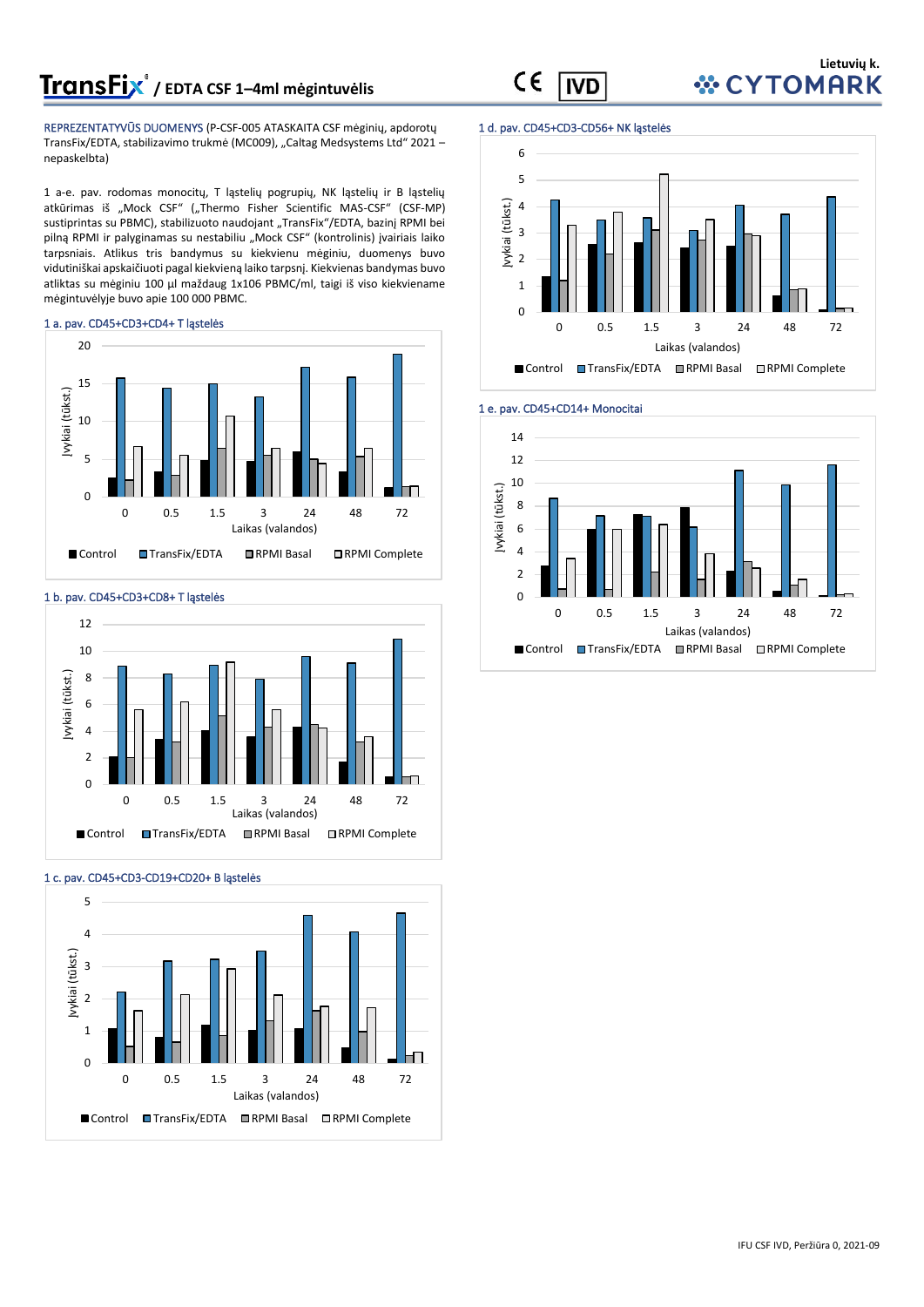# TransFix® / EDTA CSF 1–4ml mėgintuvėlis

Lietuvių k.

REPREZENTATYVŪS DUOMENYS (P-CSF-005 ATASKAITA CSF mėginių, apdorotų TransFix/EDTA, stabilizavimo trukmė (MC009), „Caltag Medsystems Ltd“ 2021 – nepaskelbta)

1 a-e. pav. rodomas monocitų, T ląstelių pogrupių, NK ląstelių ir B ląstelių atkūrimas iš „Mock CSF“ („Thermo Fisher Scientific MAS-CSF“ (CSF-MP) sustiprintas su PBMC), stabilizuoto naudojant „TransFix“/EDTA, bazinį RPMI bei pilną RPMI ir palyginamas su nestabiliu „Mock CSF“ (kontrolinis) įvairiais laiko tarpsniais. Atlikus tris bandymus su kiekvienu mėginiu, duomenys buvo vidutiniškai apskaičiuoti pagal kiekvieną laiko tarpsnį. Kiekvienas bandymas buvo atliktas su mėginiu 100 µl maždaug 1x106 PBMC/ml, taigi iš viso kiekviename mėgintuvėlyje buvo apie 100 000 PBMC.

1 a. pav. CD45+CD3+CD4+ T ląstelės

1 b. pav. CD45+CD3+CD8+ T ląstelės

1 c. pav. CD45+CD3-CD19+CD20+ B ląstelės

1 d. pav. CD45+CD3-CD56+ NK ląstelės

1 e. pav. CD45+CD14+ Monocitai

IFU CSF IVD, Peržiūra 0, 2021-09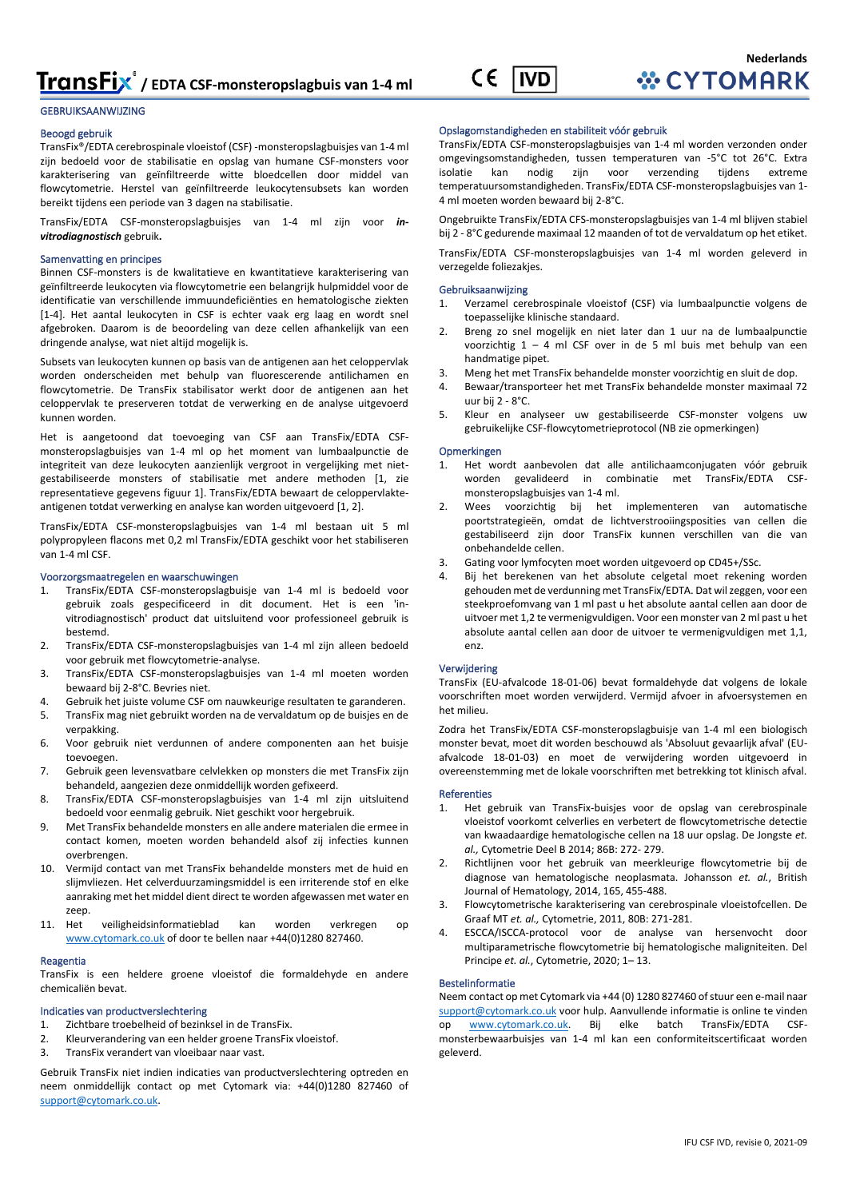# TransFix® / EDTA CSF-monsteropslagbuis van 1-4 ml

Nederlands

GEBRUIKSAANWIJZING

## Beoogd gebruik

TransFix®/EDTA cerebrospinale vloeistof (CSF) -monsteropslagbuisjes van 1-4 ml zijn bedoeld voor de stabilisatie en opslag van humane CSF-monsters voor karakterisering van geïnfiltreerde witte bloedcellen door middel van flowcytometrie. Herstel van geïnfiltreerde leukocytensubsets kan worden bereikt tijdens een periode van 3 dagen na stabilisatie.

TransFix/EDTA CSF-monsteropslagbuisjes van 1-4 ml zijn voor ***in-vitrodiagnostisch*** gebruik**.**

## Samenvatting en principes

Binnen CSF-monsters is de kwalitatieve en kwantitatieve karakterisering van geïnfiltreerde leukocyten via flowcytometrie een belangrijk hulpmiddel voor de identificatie van verschillende immuundeficiënties en hematologische ziekten [1-4]. Het aantal leukocyten in CSF is echter vaak erg laag en wordt snel afgebroken. Daarom is de beoordeling van deze cellen afhankelijk van een dringende analyse, wat niet altijd mogelijk is.

Subsets van leukocyten kunnen op basis van de antigenen aan het celoppervlak worden onderscheiden met behulp van fluorescerende antilichamen en flowcytometrie. De TransFix stabilisator werkt door de antigenen aan het celoppervlak te preserveren totdat de verwerking en de analyse uitgevoerd kunnen worden.

Het is aangetoond dat toevoeging van CSF aan TransFix/EDTA CSF-monsteropslagbuisjes van 1-4 ml op het moment van lumbaalpunctie de integriteit van deze leukocyten aanzienlijk vergroot in vergelijking met niet-gestabiliseerde monsters of stabilisatie met andere methoden [1, zie representatieve gegevens figuur 1]. TransFix/EDTA bewaart de celoppervlakte-antigenen totdat verwerking en analyse kan worden uitgevoerd [1, 2].

TransFix/EDTA CSF-monsteropslagbuisjes van 1-4 ml bestaan uit 5 ml polypropyleen flacons met 0,2 ml TransFix/EDTA geschikt voor het stabiliseren van 1-4 ml CSF.

## Voorzorgsmaatregelen en waarschuwingen

1. TransFix/EDTA CSF-monsteropslagbuisje van 1-4 ml is bedoeld voor gebruik zoals gespecificeerd in dit document. Het is een 'in-vitrodiagnostisch' product dat uitsluitend voor professioneel gebruik is bestemd.
2. TransFix/EDTA CSF-monsteropslagbuisjes van 1-4 ml zijn alleen bedoeld voor gebruik met flowcytometrie-analyse.
3. TransFix/EDTA CSF-monsteropslagbuisjes van 1-4 ml moeten worden bewaard bij 2-8°C. Bevries niet.
4. Gebruik het juiste volume CSF om nauwkeurige resultaten te garanderen.
5. TransFix mag niet gebruikt worden na de vervaldatum op de buisjes en de verpakking.
6. Voor gebruik niet verdunnen of andere componenten aan het buisje toevoegen.
7. Gebruik geen levensvatbare celvlekken op monsters die met TransFix zijn behandeld, aangezien deze onmiddellijk worden gefixeerd.
8. TransFix/EDTA CSF-monsteropslagbuisjes van 1-4 ml zijn uitsluitend bedoeld voor eenmalig gebruik. Niet geschikt voor hergebruik.
9. Met TransFix behandelde monsters en alle andere materialen die ermee in contact komen, moeten worden behandeld alsof zij infecties kunnen overbrengen.
10. Vermijd contact van met TransFix behandelde monsters met de huid en slijmvliezen. Het celverduurzamingsmiddel is een irriterende stof en elke aanraking met het middel dient direct te worden afgewassen met water en zeep.
11. Het veiligheidsinformatieblad kan worden verkregen op www.cytomark.co.uk of door te bellen naar +44(0)1280 827460.

## Reagentia

TransFix is een heldere groene vloeistof die formaldehyde en andere chemicaliën bevat.

## Indicaties van productverslechtering

1. Zichtbare troebelheid of bezinksel in de TransFix.
2. Kleurverandering van een helder groene TransFix vloeistof.
3. TransFix verandert van vloeibaar naar vast.

Gebruik TransFix niet indien indicaties van productverslechtering optreden en neem onmiddellijk contact op met Cytomark via: +44(0)1280 827460 of support@cytomark.co.uk.

## Opslagomstandigheden en stabiliteit vóór gebruik

TransFix/EDTA CSF-monsteropslagbuisjes van 1-4 ml worden verzonden onder omgevingsomstandigheden, tussen temperaturen van -5°C tot 26°C. Extra isolatie kan nodig zijn voor verzending tijdens extreme temperatuursomstandigheden. TransFix/EDTA CSF-monsteropslagbuisjes van 1-4 ml moeten worden bewaard bij 2-8°C.

Ongebruikte TransFix/EDTA CFS-monsteropslagbuisjes van 1-4 ml blijven stabiel bij 2 - 8°C gedurende maximaal 12 maanden of tot de vervaldatum op het etiket.

TransFix/EDTA CSF-monsteropslagbuisjes van 1-4 ml worden geleverd in verzegelde foliezakjes.

## Gebruiksaanwijzing

1. Verzamel cerebrospinale vloeistof (CSF) via lumbaalpunctie volgens de toepasselijke klinische standaard.
2. Breng zo snel mogelijk en niet later dan 1 uur na de lumbaalpunctie voorzichtig 1 – 4 ml CSF over in de 5 ml buis met behulp van een handmatige pipet.
3. Meng het met TransFix behandelde monster voorzichtig en sluit de dop.
4. Bewaar/transporteer het met TransFix behandelde monster maximaal 72 uur bij 2 - 8°C.
5. Kleur en analyseer uw gestabiliseerde CSF-monster volgens uw gebruikelijke CSF-flowcytometrieprotocol (NB zie opmerkingen)

## Opmerkingen

1. Het wordt aanbevolen dat alle antilichaamconjugaten vóór gebruik worden gevalideerd in combinatie met TransFix/EDTA CSF-monsteropslagbuisjes van 1-4 ml.
2. Wees voorzichtig bij het implementeren van automatische poortstrategieën, omdat de lichtverstrooiingsposities van cellen die gestabiliseerd zijn door TransFix kunnen verschillen van die van onbehandelde cellen.
3. Gating voor lymfocyten moet worden uitgevoerd op CD45+/SSc.
4. Bij het berekenen van het absolute celgetal moet rekening worden gehouden met de verdunning met TransFix/EDTA. Dat wil zeggen, voor een steekproefomvang van 1 ml past u het absolute aantal cellen aan door de uitvoer met 1,2 te vermenigvuldigen. Voor een monster van 2 ml past u het absolute aantal cellen aan door de uitvoer te vermenigvuldigen met 1,1, enz.

## Verwijdering

TransFix (EU-afvalcode 18-01-06) bevat formaldehyde dat volgens de lokale voorschriften moet worden verwijderd. Vermijd afvoer in afvoersystemen en het milieu.

Zodra het TransFix/EDTA CSF-monsteropslagbuisje van 1-4 ml een biologisch monster bevat, moet dit worden beschouwd als 'Absoluut gevaarlijk afval' (EU-afvalcode 18-01-03) en moet de verwijdering worden uitgevoerd in overeenstemming met de lokale voorschriften met betrekking tot klinisch afval.

## Referenties

1. Het gebruik van TransFix-buisjes voor de opslag van cerebrospinale vloeistof voorkomt celverlies en verbetert de flowcytometrische detectie van kwaadaardige hematologische cellen na 18 uur opslag. De Jongste *et. al.,* Cytometrie Deel B 2014; 86B: 272- 279.
2. Richtlijnen voor het gebruik van meerkleurige flowcytometrie bij de diagnose van hematologische neoplasmata. Johansson *et. al.*, British Journal of Hematology, 2014, 165, 455-488.
3. Flowcytometrische karakterisering van cerebrospinale vloeistofcellen. De Graaf MT *et. al.,* Cytometrie, 2011, 80B: 271-281.
4. ESCCA/ISCCA-protocol voor de analyse van hersenvocht door multiparametrische flowcytometrie bij hematologische maligniteiten. Del Principe *et. al.*, Cytometrie, 2020; 1– 13.

## Bestelinformatie

Neem contact op met Cytomark via +44 (0) 1280 827460 of stuur een e-mail naar support@cytomark.co.uk voor hulp. Aanvullende informatie is online te vinden op www.cytomark.co.uk. Bij elke batch TransFix/EDTA CSF-monsterbewaarbuisjes van 1-4 ml kan een conformiteitscertificaat worden geleverd.

IFU CSF IVD, revisie 0, 2021-09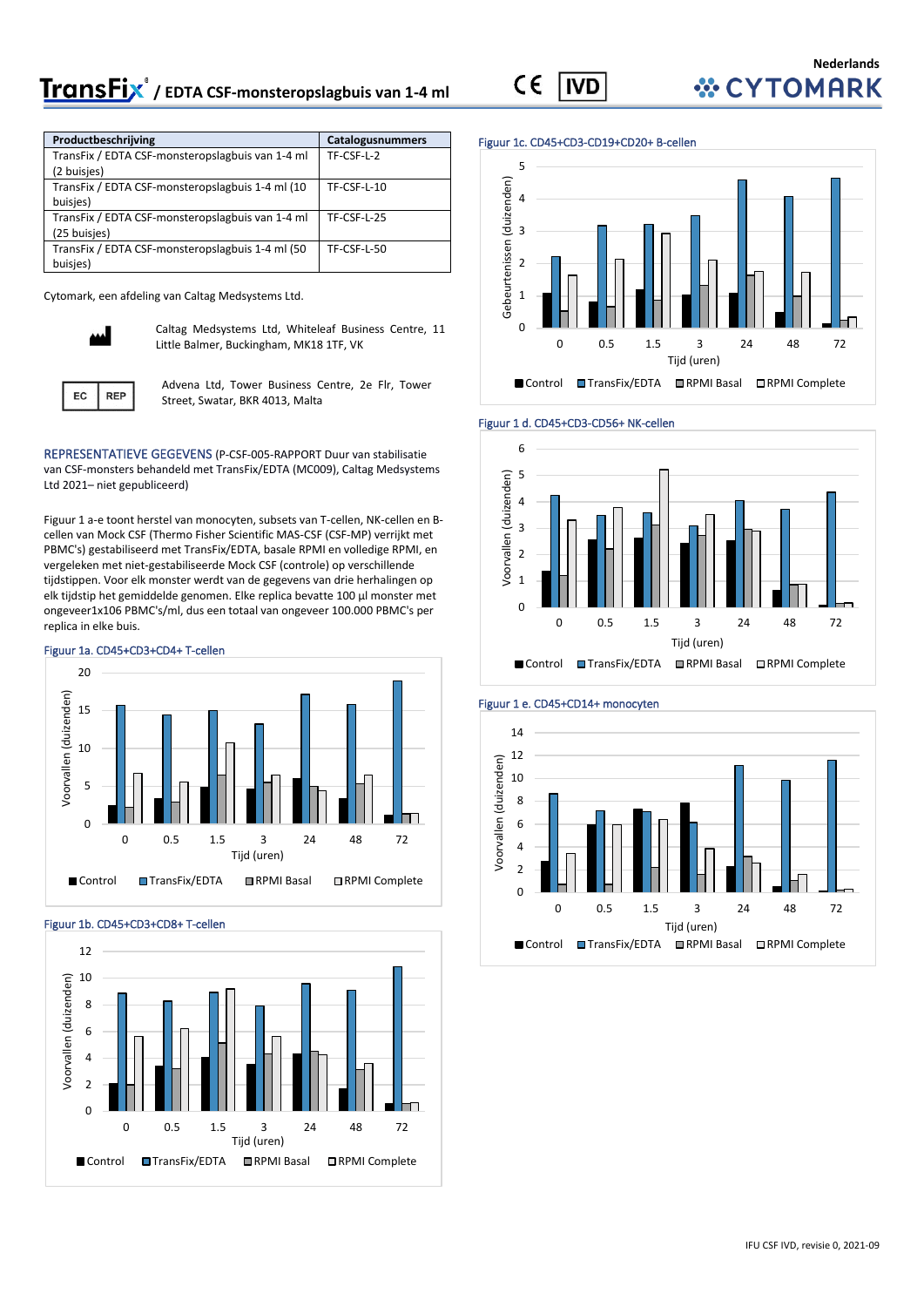# TransFix® / EDTA CSF-monsteropslagbuis van 1-4 ml

Nederlands

CYTOMARK

| Productbeschrijving | Catalogusnummers |
|---|---|
| TransFix / EDTA CSF-monsteropslagbuis van 1-4 ml (2 buisjes) | TF-CSF-L-2 |
| TransFix / EDTA CSF-monsteropslagbuis 1-4 ml (10 buisjes) | TF-CSF-L-10 |
| TransFix / EDTA CSF-monsteropslagbuis van 1-4 ml (25 buisjes) | TF-CSF-L-25 |
| TransFix / EDTA CSF-monsteropslagbuis 1-4 ml (50 buisjes) | TF-CSF-L-50 |

Cytomark, een afdeling van Caltag Medsystems Ltd.

Caltag Medsystems Ltd, Whiteleaf Business Centre, 11 Little Balmer, Buckingham, MK18 1TF, VK

EC REP

Advena Ltd, Tower Business Centre, 2e Flr, Tower Street, Swatar, BKR 4013, Malta

REPRESENTATIEVE GEGEVENS (P-CSF-005-RAPPORT Duur van stabilisatie van CSF-monsters behandeld met TransFix/EDTA (MC009), Caltag Medsystems Ltd 2021– niet gepubliceerd)

Figuur 1 a-e toont herstel van monocyten, subsets van T-cellen, NK-cellen en B-cellen van Mock CSF (Thermo Fisher Scientific MAS-CSF (CSF-MP) verrijkt met PBMC's) gestabiliseerd met TransFix/EDTA, basale RPMI en volledige RPMI, en vergeleken met niet-gestabiliseerde Mock CSF (controle) op verschillende tijdstippen. Voor elk monster werdt van de gegevens van drie herhalingen op elk tijdstip het gemiddelde genomen. Elke replica bevatte 100 µl monster met ongeveer 1x106 PBMC's/ml, dus een totaal van ongeveer 100.000 PBMC's per replica in elke buis.

Figuur 1a. CD45+CD3+CD4+ T-cellen

Figuur 1b. CD45+CD3+CD8+ T-cellen

Figuur 1c. CD45+CD3-CD19+CD20+ B-cellen

Figuur 1 d. CD45+CD3-CD56+ NK-cellen

Figuur 1 e. CD45+CD14+ monocyten

IFU CSF IVD, revisie 0, 2021-09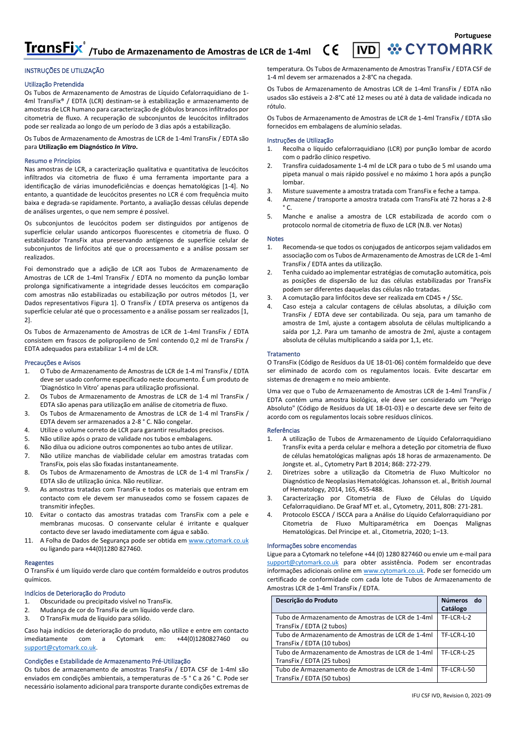Portuguese

# TransFix® /Tubo de Armazenamento de Amostras de LCR de 1-4ml

CE IVD CYTOMARK

## INSTRUÇÕES DE UTILIZAÇÃO

### Utilização Pretendida

Os Tubos de Armazenamento de Amostras de Líquido Cefalorraquidiano de 1-4ml TransFix® / EDTA (LCR) destinam-se à estabilização e armazenamento de amostras de LCR humano para caracterização de glóbulos brancos infiltrados por citometria de fluxo. A recuperação de subconjuntos de leucócitos infiltrados pode ser realizada ao longo de um período de 3 dias após a estabilização.

Os Tubos de Armazenamento de Amostras de LCR de 1-4ml TransFix / EDTA são para **Utilização em Diagnóstico *In Vitro*.**

### Resumo e Princípios

Nas amostras de LCR, a caracterização qualitativa e quantitativa de leucócitos infiltrados via citometria de fluxo é uma ferramenta importante para a identificação de várias imunodeficiências e doenças hematológicas [1-4]. No entanto, a quantidade de leucócitos presentes no LCR é com frequência muito baixa e degrada-se rapidamente. Portanto, a avaliação dessas células depende de análises urgentes, o que nem sempre é possível.

Os subconjuntos de leucócitos podem ser distinguidos por antígenos de superfície celular usando anticorpos fluorescentes e citometria de fluxo. O estabilizador TransFix atua preservando antígenos de superfície celular de subconjuntos de linfócitos até que o processamento e a análise possam ser realizados.

Foi demonstrado que a adição de LCR aos Tubos de Armazenamento de Amostras de LCR de 1-4ml TransFix / EDTA no momento da punção lombar prolonga significativamente a integridade desses leucócitos em comparação com amostras não estabilizadas ou estabilização por outros métodos [1, ver Dados representativos Figura 1]. O TransFix / EDTA preserva os antígenos da superfície celular até que o processamento e a análise possam ser realizados [1, 2].

Os Tubos de Armazenamento de Amostras de LCR de 1-4ml TransFix / EDTA consistem em frascos de polipropileno de 5ml contendo 0,2 ml de TransFix / EDTA adequados para estabilizar 1-4 ml de LCR.

### Precauções e Avisos

1. O Tubo de Armazenamento de Amostras de LCR de 1-4 ml TransFix / EDTA deve ser usado conforme especificado neste documento. É um produto de 'Diagnóstico In Vitro' apenas para utilização profissional.
2. Os Tubos de Armazenamento de Amostras de LCR de 1-4 ml TransFix / EDTA são apenas para utilização em análise de citometria de fluxo.
3. Os Tubos de Armazenamento de Amostras de LCR de 1-4 ml TransFix / EDTA devem ser armazenados a 2-8 ° C. Não congelar.
4. Utilize o volume correto de LCR para garantir resultados precisos.
5. Não utilize após o prazo de validade nos tubos e embalagens.
6. Não dilua ou adicione outros componentes ao tubo antes de utilizar.
7. Não utilize manchas de viabilidade celular em amostras tratadas com TransFix, pois elas são fixadas instantaneamente.
8. Os Tubos de Armazenamento de Amostras de LCR de 1-4 ml TransFix / EDTA são de utilização única. Não reutilizar.
9. As amostras tratadas com TransFix e todos os materiais que entram em contacto com ele devem ser manuseados como se fossem capazes de transmitir infeções.
10. Evitar o contacto das amostras tratadas com TransFix com a pele e membranas mucosas. O conservante celular é irritante e qualquer contacto deve ser lavado imediatamente com água e sabão.
11. A Folha de Dados de Segurança pode ser obtida em www.cytomark.co.uk ou ligando para +44(0)1280 827460.

### Reagentes

O TransFix é um líquido verde claro que contém formaldeído e outros produtos químicos.

### Indícios de Deterioração do Produto

1. Obscuridade ou precipitado visível no TransFix.
2. Mudança de cor do TransFix de um líquido verde claro.
3. O TransFix muda de líquido para sólido.

Caso haja indícios de deterioração do produto, não utilize e entre em contacto imediatamente com a Cytomark em: +44(0)1280827460 ou support@cytomark.co.uk.

### Condições e Estabilidade de Armazenamento Pré-Utilização

Os tubos de armazenamento de amostras TransFix / EDTA CSF de 1-4ml são enviados em condições ambientais, a temperaturas de -5 ° C a 26 ° C. Pode ser necessário isolamento adicional para transporte durante condições extremas de temperatura. Os Tubos de Armazenamento de Amostras TransFix / EDTA CSF de 1-4 ml devem ser armazenados a 2-8°C na chegada.

Os Tubos de Armazenamento de Amostras LCR de 1-4ml TransFix / EDTA não usados são estáveis a 2-8°C até 12 meses ou até à data de validade indicada no rótulo.

Os Tubos de Armazenamento de Amostras de LCR de 1-4ml TransFix / EDTA são fornecidos em embalagens de alumínio seladas.

### Instruções de Utilização

1. Recolha o líquido cefalorraquidiano (LCR) por punção lombar de acordo com o padrão clínico respetivo.
2. Transfira cuidadosamente 1-4 ml de LCR para o tubo de 5 ml usando uma pipeta manual o mais rápido possível e no máximo 1 hora após a punção lombar.
3. Misture suavemente a amostra tratada com TransFix e feche a tampa.
4. Armazene / transporte a amostra tratada com TransFix até 72 horas a 2-8 ° C.
5. Manche e analise a amostra de LCR estabilizada de acordo com o protocolo normal de citometria de fluxo de LCR (N.B. ver Notas)

### Notas

1. Recomenda-se que todos os conjugados de anticorpos sejam validados em associação com os Tubos de Armazenamento de Amostras de LCR de 1-4ml TransFix / EDTA antes da utilização.
2. Tenha cuidado ao implementar estratégias de comutação automática, pois as posições de dispersão de luz das células estabilizadas por TransFix podem ser diferentes daquelas das células não tratadas.
3. A comutação para linfócitos deve ser realizada em CD45 + / SSc.
4. Caso esteja a calcular contagens de células absolutas, a diluição com TransFix / EDTA deve ser contabilizada. Ou seja, para um tamanho de amostra de 1ml, ajuste a contagem absoluta de células multiplicando a saída por 1,2. Para um tamanho de amostra de 2ml, ajuste a contagem absoluta de células multiplicando a saída por 1,1, etc.

### Tratamento

O TransFix (Código de Resíduos da UE 18-01-06) contém formaldeído que deve ser eliminado de acordo com os regulamentos locais. Evite descartar em sistemas de drenagem e no meio ambiente.

Uma vez que o Tubo de Armazenamento de Amostras LCR de 1-4ml TransFix / EDTA contém uma amostra biológica, ele deve ser considerado um "Perigo Absoluto" (Código de Resíduos da UE 18-01-03) e o descarte deve ser feito de acordo com os regulamentos locais sobre resíduos clínicos.

### Referências

1. A utilização de Tubos de Armazenamento de Líquido Cefalorraquidiano TransFix evita a perda celular e melhora a deteção por citometria de fluxo de células hematológicas malignas após 18 horas de armazenamento. De Jongste et. al., Cytometry Part B 2014; 86B: 272-279.
2. Diretrizes sobre a utilização da Citometria de Fluxo Multicolor no Diagnóstico de Neoplasias Hematológicas. Johansson et. al., British Journal of Hematology, 2014, 165, 455-488.
3. Caracterização por Citometria de Fluxo de Células do Líquido Cefalorraquidiano. De Graaf MT et. al., Cytometry, 2011, 80B: 271-281.
4. Protocolo ESCCA / ISCCA para a Análise do Líquido Cefalorraquidiano por Citometria de Fluxo Multiparamétrica em Doenças Malignas Hematológicas. Del Principe et. al., Citometria, 2020; 1–13.

### Informações sobre encomendas

Ligue para a Cytomark no telefone +44 (0) 1280 827460 ou envie um e-mail para support@cytomark.co.uk para obter assistência. Podem ser encontradas informações adicionais online em www.cytomark.co.uk. Pode ser fornecido um certificado de conformidade com cada lote de Tubos de Armazenamento de Amostras LCR de 1-4ml TransFix / EDTA.

| Descrição do Produto | Números do Catálogo |
|---|---|
| Tubo de Armazenamento de Amostras de LCR de 1-4ml TransFix / EDTA (2 tubos) | TF-LCR-L-2 |
| Tubo de Armazenamento de Amostras de LCR de 1-4ml TransFix / EDTA (10 tubos) | TF-LCR-L-10 |
| Tubo de Armazenamento de Amostras de LCR de 1-4ml TransFix / EDTA (25 tubos) | TF-LCR-L-25 |
| Tubo de Armazenamento de Amostras de LCR de 1-4ml TransFix / EDTA (50 tubos) | TF-LCR-L-50 |

IFU CSF IVD, Revision 0, 2021-09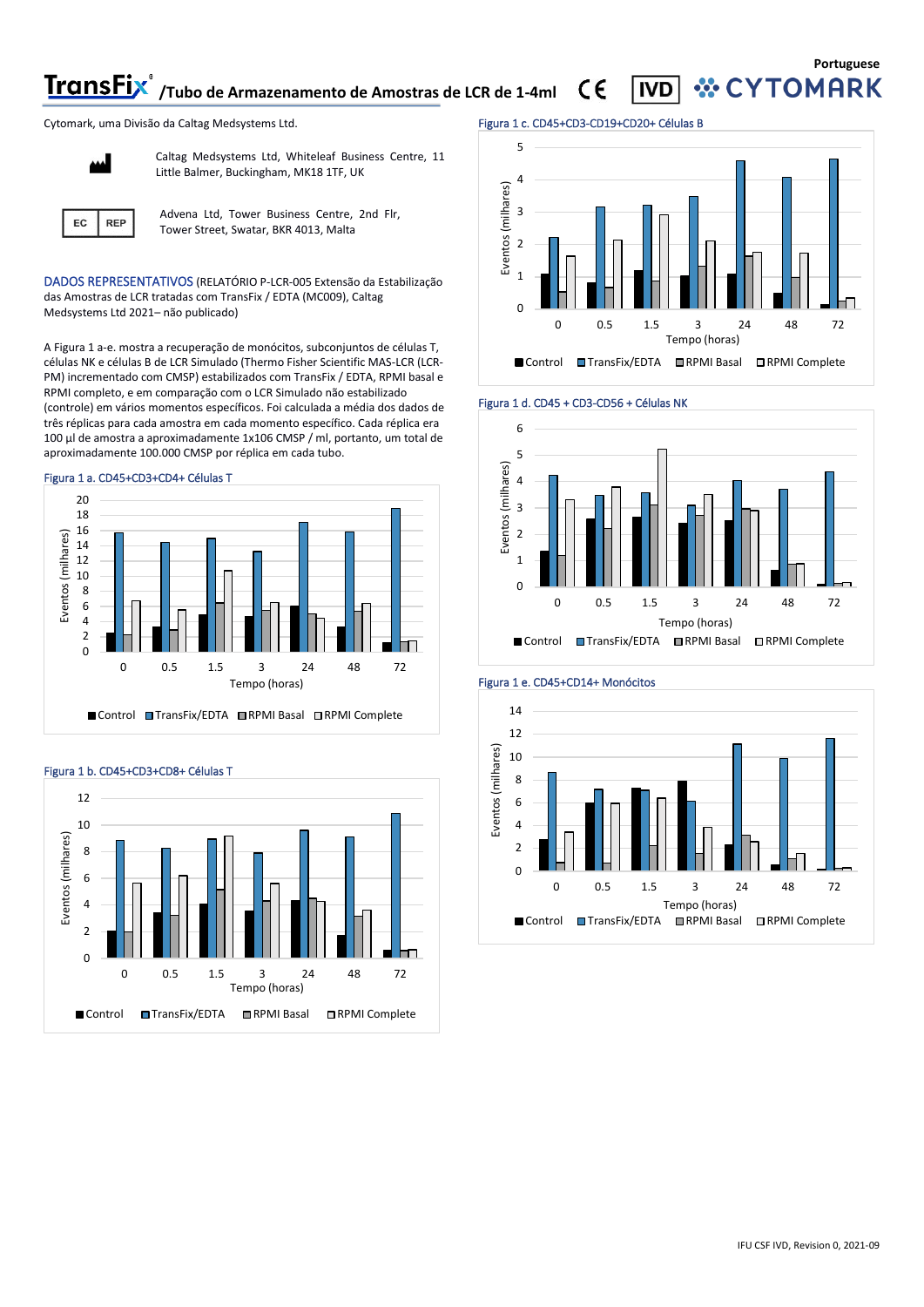# TransFix® /Tubo de Armazenamento de Amostras de LCR de 1-4ml

Portuguese

Cytomark, uma Divisão da Caltag Medsystems Ltd.

Caltag Medsystems Ltd, Whiteleaf Business Centre, 11 Little Balmer, Buckingham, MK18 1TF, UK

EC REP — Advena Ltd, Tower Business Centre, 2nd Flr, Tower Street, Swatar, BKR 4013, Malta

DADOS REPRESENTATIVOS (RELATÓRIO P-LCR-005 Extensão da Estabilização das Amostras de LCR tratadas com TransFix / EDTA (MC009), Caltag Medsystems Ltd 2021– não publicado)

A Figura 1 a-e. mostra a recuperação de monócitos, subconjuntos de células T, células NK e células B de LCR Simulado (Thermo Fisher Scientific MAS-LCR (LCR-PM) incrementado com CMSP) estabilizados com TransFix / EDTA, RPMI basal e RPMI completo, e em comparação com o LCR Simulado não estabilizado (controle) em vários momentos específicos. Foi calculada a média dos dados de três réplicas para cada amostra em cada momento específico. Cada réplica era 100 µl de amostra a aproximadamente 1x106 CMSP / ml, portanto, um total de aproximadamente 100.000 CMSP por réplica em cada tubo.

Figura 1 a. CD45+CD3+CD4+ Células T

Figura 1 b. CD45+CD3+CD8+ Células T

Figura 1 c. CD45+CD3-CD19+CD20+ Células B

Figura 1 d. CD45 + CD3-CD56 + Células NK

Figura 1 e. CD45+CD14+ Monócitos

IFU CSF IVD, Revision 0, 2021-09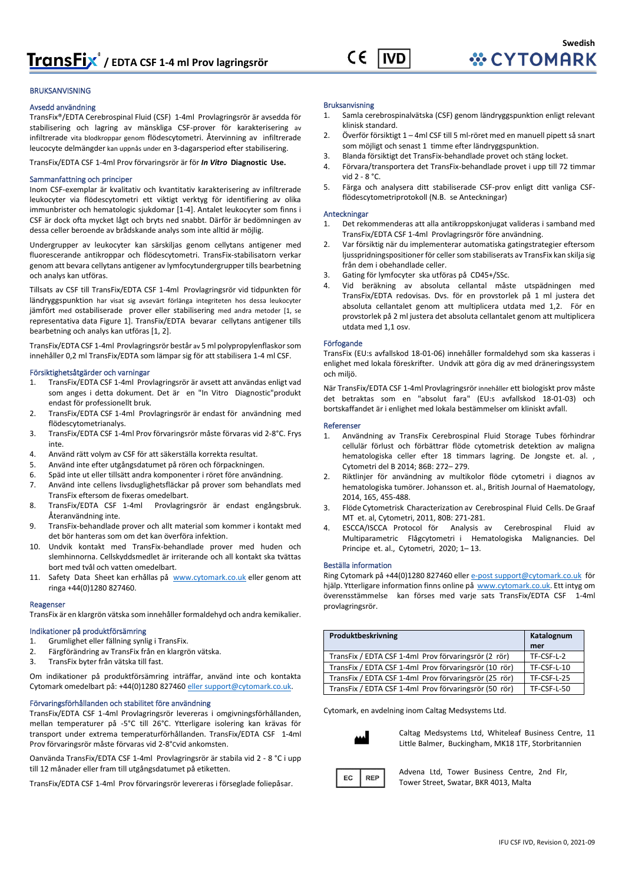# TransFix® / EDTA CSF 1-4 ml Prov lagringsrör

Swedish

CYTOMARK

BRUKSANVISNING

## Avsedd användning

TransFix®/EDTA Cerebrospinal Fluid (CSF) 1-4ml Provlagringsrör är avsedda för stabilisering och lagring av mänskliga CSF-prover för karakterisering av infiltrerade vita blodkroppar genom flödescytometri. Återvinning av infiltrerade leucocyte delmängder kan uppnås under en 3-dagarsperiod efter stabilisering.

TransFix/EDTA CSF 1-4ml Prov förvaringsrör är för ***In Vitro*** **Diagnostic Use.**

## Sammanfattning och principer

Inom CSF-exemplar är kvalitativ och kvantitativ karakterisering av infiltrerade leukocyter via flödescytometri ett viktigt verktyg för identifiering av olika immunbrister och hematologic sjukdomar [1-4]. Antalet leukocyter som finns i CSF är dock ofta mycket lågt och bryts ned snabbt. Därför är bedömningen av dessa celler beroende av brådskande analys som inte alltid är möjlig.

Undergrupper av leukocyter kan särskiljas genom cellytans antigener med fluorescerande antikroppar och flödescytometri. TransFix-stabilisatorn verkar genom att bevara cellytans antigener av lymfocytundergrupper tills bearbetning och analys kan utföras.

Tillsats av CSF till TransFix/EDTA CSF 1-4ml Provlagringsrör vid tidpunkten för ländryggspunktion har visat sig avsevärt förlänga integriteten hos dessa leukocyter jämfört med ostabiliserade prover eller stabilisering med andra metoder [1, se representativa data Figure 1]. TransFix/EDTA bevarar cellytans antigener tills bearbetning och analys kan utföras [1, 2].

TransFix/EDTA CSF 1-4ml Provlagringsrör består av 5 ml polypropylenflaskor som innehåller 0,2 ml TransFix/EDTA som lämpar sig för att stabilisera 1-4 ml CSF.

## Försiktighetsåtgärder och varningar

1. TransFix/EDTA CSF 1-4ml Provlagringsrör är avsett att användas enligt vad som anges i detta dokument. Det är en "In Vitro Diagnostic"produkt endast för professionellt bruk.
2. TransFix/EDTA CSF 1-4ml Provlagringsrör är endast för användning med flödescytometrianalys.
3. TransFix/EDTA CSF 1-4ml Prov förvaringsrör måste förvaras vid 2-8°C. Frys inte.
4. Använd rätt volym av CSF för att säkerställa korrekta resultat.
5. Använd inte efter utgångsdatumet på rören och förpackningen.
6. Späd inte ut eller tillsätt andra komponenter i röret före användning.
7. Använd inte cellens livsduglighetsfläckar på prover som behandlats med TransFix eftersom de fixeras omedelbart.
8. TransFix/EDTA CSF 1-4ml Provlagringsrör är endast engångsbruk. Återanvändning inte.
9. TransFix-behandlade prover och allt material som kommer i kontakt med det bör hanteras som om det kan överföra infektion.
10. Undvik kontakt med TransFix-behandlade prover med huden och slemhinnorna. Cellskyddsmedlet är irriterande och all kontakt ska tvättas bort med tvål och vatten omedelbart.
11. Safety Data Sheet kan erhållas på www.cytomark.co.uk eller genom att ringa +44(0)1280 827460.

## Reagenser

TransFix är en klargrön vätska som innehåller formaldehyd och andra kemikalier.

## Indikationer på produktförsämring

1. Grumlighet eller fällning synlig i TransFix.
2. Färgförändring av TransFix från en klargrön vätska.
3. TransFix byter från vätska till fast.

Om indikationer på produktförsämring inträffar, använd inte och kontakta Cytomark omedelbart på: +44(0)1280 827460 eller support@cytomark.co.uk.

## Förvaringsförhållanden och stabilitet före användning

TransFix/EDTA CSF 1-4ml Provlagringsrör levereras i omgivningsförhållanden, mellan temperaturer på -5°C till 26°C. Ytterligare isolering kan krävas för transport under extrema temperaturförhållanden. TransFix/EDTA CSF 1-4ml Prov förvaringsrör måste förvaras vid 2-8°cvid ankomsten.

Oanvända TransFix/EDTA CSF 1-4ml Provlagringsrör är stabila vid 2 - 8 °C i upp till 12 månader eller fram till utgångsdatumet på etiketten.

TransFix/EDTA CSF 1-4ml Prov förvaringsrör levereras i förseglade foliepåsar.

## Bruksanvisning

1. Samla cerebrospinalvätska (CSF) genom ländryggspunktion enligt relevant klinisk standard.
2. Överför försiktigt 1 – 4ml CSF till 5 ml-röret med en manuell pipett så snart som möjligt och senast 1 timme efter ländryggspunktion.
3. Blanda försiktigt det TransFix-behandlade provet och stäng locket.
4. Förvara/transportera det TransFix-behandlade provet i upp till 72 timmar vid 2 - 8 °C.
5. Färga och analysera ditt stabiliserade CSF-prov enligt ditt vanliga CSF-flödescytometriprotokoll (N.B. se Anteckningar)

## Anteckningar

1. Det rekommenderas att alla antikroppskonjugat valideras i samband med TransFix/EDTA CSF 1-4ml Provlagringsrör före användning.
2. Var försiktig när du implementerar automatiska gatingstrategier eftersom ljusspridningspositioner för celler som stabiliserats av TransFix kan skilja sig från dem i obehandlade celler.
3. Gating för lymfocyter ska utföras på CD45+/SSc.
4. Vid beräkning av absoluta cellantal måste utspädningen med TransFix/EDTA redovisas. Dvs. för en provstorlek på 1 ml justera det absoluta cellantalet genom att multiplicera utdata med 1,2. För en provstorlek på 2 ml justera det absoluta cellantalet genom att multiplicera utdata med 1,1 osv.

## Förfogande

TransFix (EU:s avfallskod 18-01-06) innehåller formaldehyd som ska kasseras i enlighet med lokala föreskrifter. Undvik att göra dig av med dräneringssystem och miljö.

När TransFix/EDTA CSF 1-4ml Provlagringsrör innehåller ett biologiskt prov måste det betraktas som en "absolut fara" (EU:s avfallskod 18-01-03) och bortskaffandet är i enlighet med lokala bestämmelser om kliniskt avfall.

## Referenser

1. Användning av TransFix Cerebrospinal Fluid Storage Tubes förhindrar cellulär förlust och förbättrar flöde cytometrisk detektion av maligna hematologiska celler efter 18 timmars lagring. De Jongste et. al. , Cytometri del B 2014; 86B: 272– 279.
2. Riktlinjer för användning av multikolor flöde cytometri i diagnos av hematologiska tumörer. Johansson et. al., British Journal of Haematology, 2014, 165, 455-488.
3. Flöde Cytometrisk Characterization av Cerebrospinal Fluid Cells. De Graaf MT et. al, Cytometri, 2011, 80B: 271-281.
4. ESCCA/ISCCA Protocol för Analysis av Cerebrospinal Fluid av Multiparametric Flågcytometri i Hematologiska Malignancies. Del Principe et. al., Cytometri, 2020; 1– 13.

## Beställa information

Ring Cytomark på +44(0)1280 827460 eller e-post support@cytomark.co.uk för hjälp. Ytterligare information finns online på www.cytomark.co.uk. Ett intyg om överensstämmelse kan förses med varje sats TransFix/EDTA CSF 1-4ml provlagringsrör.

| Produktbeskrivning | Katalognummer |
|---|---|
| TransFix / EDTA CSF 1-4ml Prov förvaringsrör (2 rör) | TF-CSF-L-2 |
| TransFix / EDTA CSF 1-4ml Prov förvaringsrör (10 rör) | TF-CSF-L-10 |
| TransFix / EDTA CSF 1-4ml Prov förvaringsrör (25 rör) | TF-CSF-L-25 |
| TransFix / EDTA CSF 1-4ml Prov förvaringsrör (50 rör) | TF-CSF-L-50 |

Cytomark, en avdelning inom Caltag Medsystems Ltd.

Caltag Medsystems Ltd, Whiteleaf Business Centre, 11 Little Balmer, Buckingham, MK18 1TF, Storbritannien

EC REP Advena Ltd, Tower Business Centre, 2nd Flr, Tower Street, Swatar, BKR 4013, Malta

IFU CSF IVD, Revision 0, 2021-09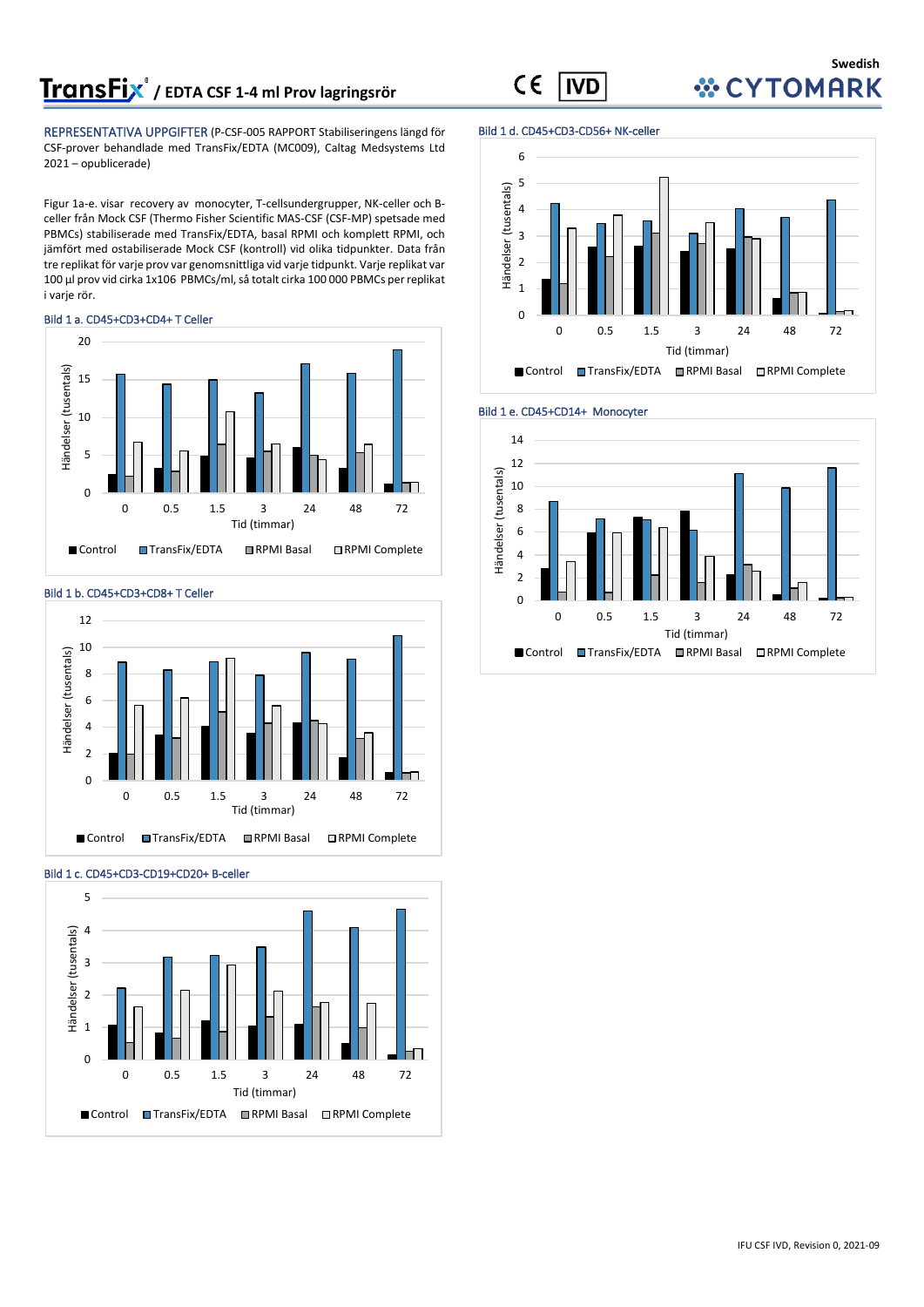# TransFix® / EDTA CSF 1-4 ml Prov lagringsrör

REPRESENTATIVA UPPGIFTER (P-CSF-005 RAPPORT Stabiliseringens längd för CSF-prover behandlade med TransFix/EDTA (MC009), Caltag Medsystems Ltd 2021 – opublicerade)

Figur 1a-e. visar recovery av monocyter, T-cellsundergrupper, NK-celler och B-celler från Mock CSF (Thermo Fisher Scientific MAS-CSF (CSF-MP) spetsade med PBMCs) stabiliserade med TransFix/EDTA, basal RPMI och komplett RPMI, och jämfört med ostabiliserade Mock CSF (kontroll) vid olika tidpunkter. Data från tre replikat för varje prov var genomsnittliga vid varje tidpunkt. Varje replikat var 100 µl prov vid cirka 1x106 PBMCs/ml, så totalt cirka 100 000 PBMCs per replikat i varje rör.

Bild 1 a. CD45+CD3+CD4+ T Celler

Händelser (tusentals)
0
5
10
15
20
0 0.5 1.5 3 24 48 72
Tid (timmar)
Control TransFix/EDTA RPMI Basal RPMI Complete

Bild 1 b. CD45+CD3+CD8+ T Celler

Händelser (tusentals)
0
2
4
6
8
10
12
0 0.5 1.5 3 24 48 72
Tid (timmar)
Control TransFix/EDTA RPMI Basal RPMI Complete

Bild 1 c. CD45+CD3-CD19+CD20+ B-celler

Händelser (tusentals)
0
1
2
3
4
5
0 0.5 1.5 3 24 48 72
Tid (timmar)
Control TransFix/EDTA RPMI Basal RPMI Complete

Bild 1 d. CD45+CD3-CD56+ NK-celler

Händelser (tusentals)
0
1
2
3
4
5
6
0 0.5 1.5 3 24 48 72
Tid (timmar)
Control TransFix/EDTA RPMI Basal RPMI Complete

Bild 1 e. CD45+CD14+ Monocyter

Händelser (tusentals)
0
2
4
6
8
10
12
14
0 0.5 1.5 3 24 48 72
Tid (timmar)
Control TransFix/EDTA RPMI Basal RPMI Complete

IFU CSF IVD, Revision 0, 2021-09